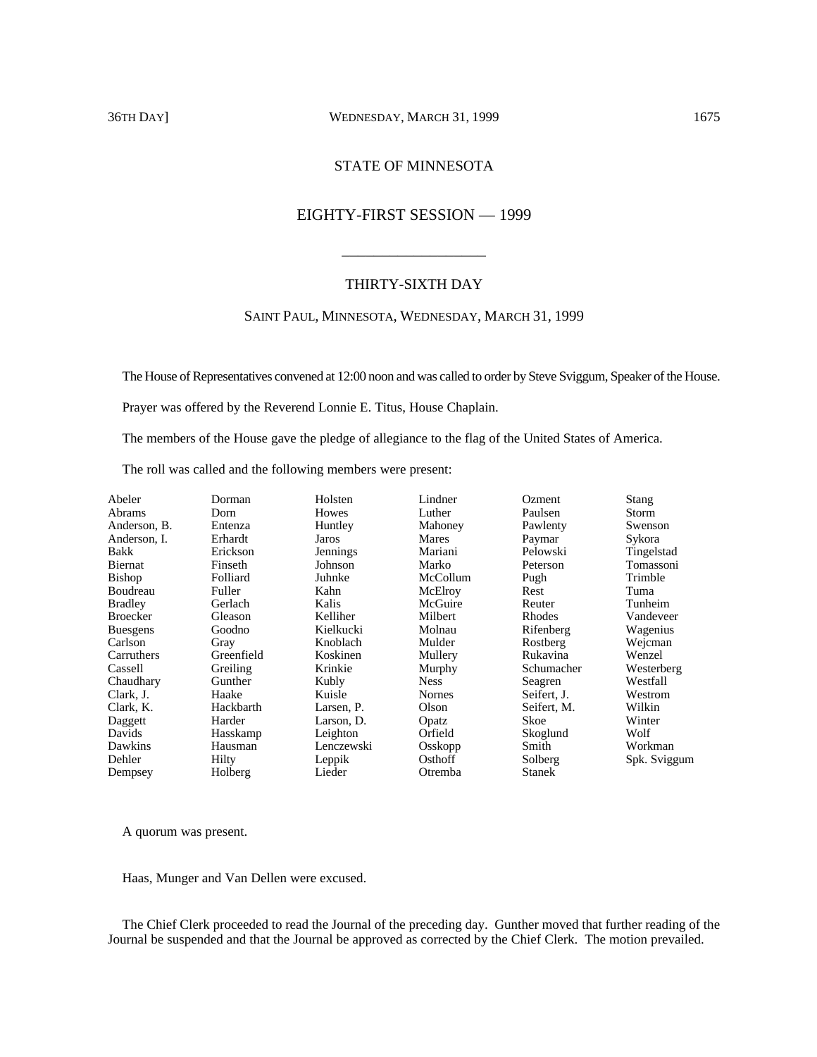# STATE OF MINNESOTA

## EIGHTY-FIRST SESSION — 1999

---

## THIRTY-SIXTH DAY

### SAINT PAUL, MINNESOTA, WEDNESDAY, MARCH 31, 1999

The House of Representatives convened at 12:00 noon and was called to order by Steve Sviggum, Speaker of the House.

Prayer was offered by the Reverend Lonnie E. Titus, House Chaplain.

The members of the House gave the pledge of allegiance to the flag of the United States of America.

The roll was called and the following members were present:

| | | | | | |
|---|---|---|---|---|---|
| Abeler | Dorman | Holsten | Lindner | Ozment | Stang |
| Abrams | Dorn | Howes | Luther | Paulsen | Storm |
| Anderson, B. | Entenza | Huntley | Mahoney | Pawlenty | Swenson |
| Anderson, I. | Erhardt | Jaros | Mares | Paymar | Sykora |
| Bakk | Erickson | Jennings | Mariani | Pelowski | Tingelstad |
| Biernat | Finseth | Johnson | Marko | Peterson | Tomassoni |
| Bishop | Folliard | Juhnke | McCollum | Pugh | Trimble |
| Boudreau | Fuller | Kahn | McElroy | Rest | Tuma |
| Bradley | Gerlach | Kalis | McGuire | Reuter | Tunheim |
| Broecker | Gleason | Kelliher | Milbert | Rhodes | Vandeveer |
| Buesgens | Goodno | Kielkucki | Molnau | Rifenberg | Wagenius |
| Carlson | Gray | Knoblach | Mulder | Rostberg | Wejcman |
| Carruthers | Greenfield | Koskinen | Mullery | Rukavina | Wenzel |
| Cassell | Greiling | Krinkie | Murphy | Schumacher | Westerberg |
| Chaudhary | Gunther | Kubly | Ness | Seagren | Westfall |
| Clark, J. | Haake | Kuisle | Nornes | Seifert, J. | Westrom |
| Clark, K. | Hackbarth | Larsen, P. | Olson | Seifert, M. | Wilkin |
| Daggett | Harder | Larson, D. | Opatz | Skoe | Winter |
| Davids | Hasskamp | Leighton | Orfield | Skoglund | Wolf |
| Dawkins | Hausman | Lenczewski | Osskopp | Smith | Workman |
| Dehler | Hilty | Leppik | Osthoff | Solberg | Spk. Sviggum |
| Dempsey | Holberg | Lieder | Otremba | Stanek | |

A quorum was present.

Haas, Munger and Van Dellen were excused.

The Chief Clerk proceeded to read the Journal of the preceding day. Gunther moved that further reading of the Journal be suspended and that the Journal be approved as corrected by the Chief Clerk. The motion prevailed.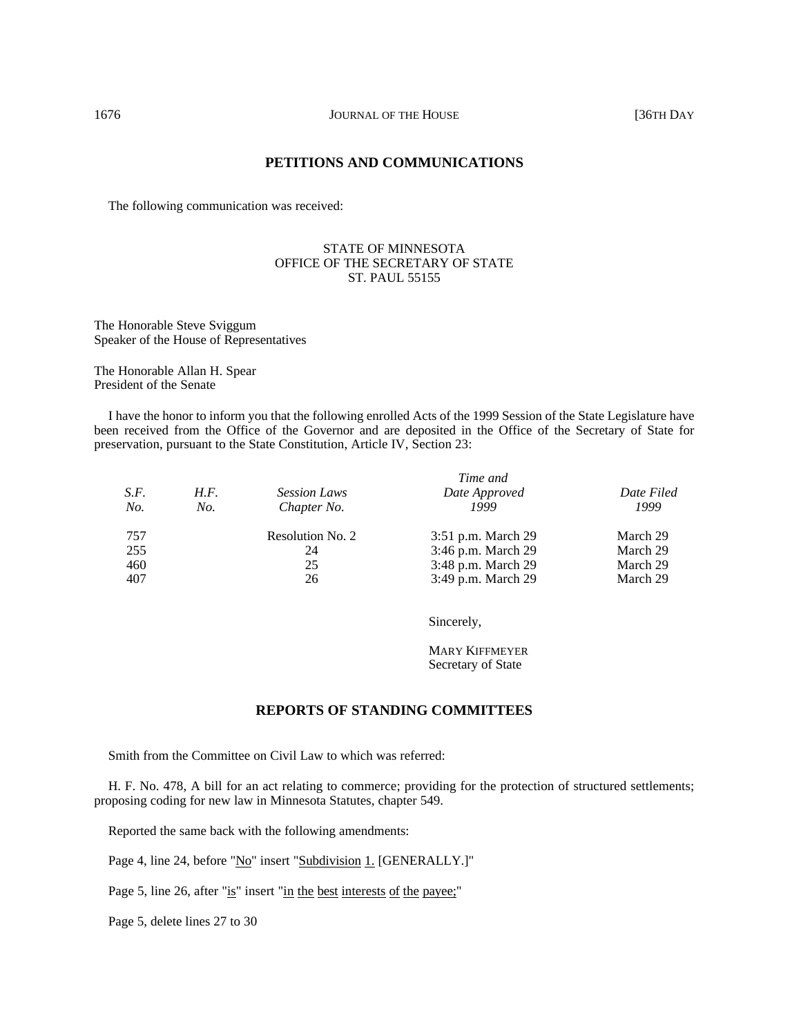## PETITIONS AND COMMUNICATIONS

The following communication was received:

STATE OF MINNESOTA
OFFICE OF THE SECRETARY OF STATE
ST. PAUL 55155

The Honorable Steve Sviggum
Speaker of the House of Representatives

The Honorable Allan H. Spear
President of the Senate

I have the honor to inform you that the following enrolled Acts of the 1999 Session of the State Legislature have been received from the Office of the Governor and are deposited in the Office of the Secretary of State for preservation, pursuant to the State Constitution, Article IV, Section 23:

| *S.F. No.* | *H.F. No.* | *Session Laws Chapter No.* | *Time and Date Approved 1999* | *Date Filed 1999* |
|---|---|---|---|---|
| 757 | | Resolution No. 2 | 3:51 p.m. March 29 | March 29 |
| 255 | | 24 | 3:46 p.m. March 29 | March 29 |
| 460 | | 25 | 3:48 p.m. March 29 | March 29 |
| 407 | | 26 | 3:49 p.m. March 29 | March 29 |

Sincerely,

MARY KIFFMEYER
Secretary of State

## REPORTS OF STANDING COMMITTEES

Smith from the Committee on Civil Law to which was referred:

H. F. No. 478, A bill for an act relating to commerce; providing for the protection of structured settlements; proposing coding for new law in Minnesota Statutes, chapter 549.

Reported the same back with the following amendments:

Page 4, line 24, before "No" insert "Subdivision 1. [GENERALLY.]"

Page 5, line 26, after "is" insert "in the best interests of the payee;"

Page 5, delete lines 27 to 30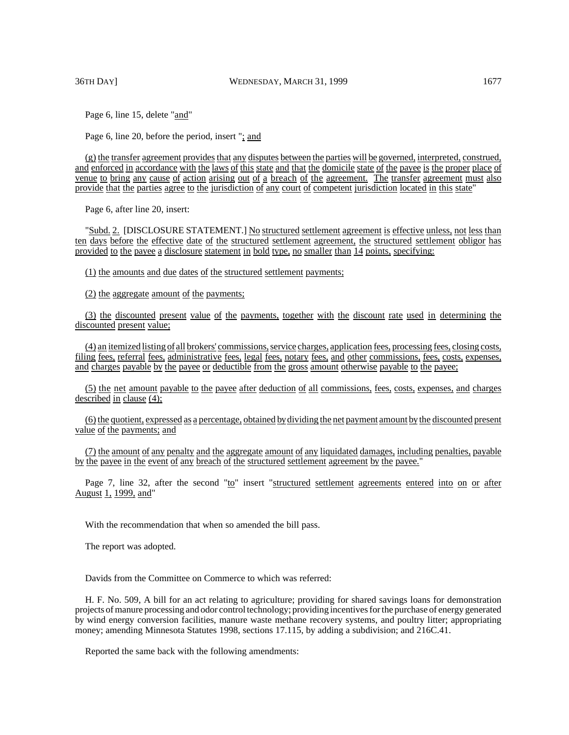Page 6, line 15, delete "and"

Page 6, line 20, before the period, insert "; and

(g) the transfer agreement provides that any disputes between the parties will be governed, interpreted, construed, and enforced in accordance with the laws of this state and that the domicile state of the payee is the proper place of venue to bring any cause of action arising out of a breach of the agreement. The transfer agreement must also provide that the parties agree to the jurisdiction of any court of competent jurisdiction located in this state"

Page 6, after line 20, insert:

"Subd. 2. [DISCLOSURE STATEMENT.] No structured settlement agreement is effective unless, not less than ten days before the effective date of the structured settlement agreement, the structured settlement obligor has provided to the payee a disclosure statement in bold type, no smaller than 14 points, specifying:

(1) the amounts and due dates of the structured settlement payments;

(2) the aggregate amount of the payments;

(3) the discounted present value of the payments, together with the discount rate used in determining the discounted present value;

(4) an itemized listing of all brokers' commissions, service charges, application fees, processing fees, closing costs, filing fees, referral fees, administrative fees, legal fees, notary fees, and other commissions, fees, costs, expenses, and charges payable by the payee or deductible from the gross amount otherwise payable to the payee;

(5) the net amount payable to the payee after deduction of all commissions, fees, costs, expenses, and charges described in clause (4);

(6) the quotient, expressed as a percentage, obtained by dividing the net payment amount by the discounted present value of the payments; and

(7) the amount of any penalty and the aggregate amount of any liquidated damages, including penalties, payable by the payee in the event of any breach of the structured settlement agreement by the payee."

Page 7, line 32, after the second "to" insert "structured settlement agreements entered into on or after August 1, 1999, and"

With the recommendation that when so amended the bill pass.

The report was adopted.

Davids from the Committee on Commerce to which was referred:

H. F. No. 509, A bill for an act relating to agriculture; providing for shared savings loans for demonstration projects of manure processing and odor control technology; providing incentives for the purchase of energy generated by wind energy conversion facilities, manure waste methane recovery systems, and poultry litter; appropriating money; amending Minnesota Statutes 1998, sections 17.115, by adding a subdivision; and 216C.41.

Reported the same back with the following amendments: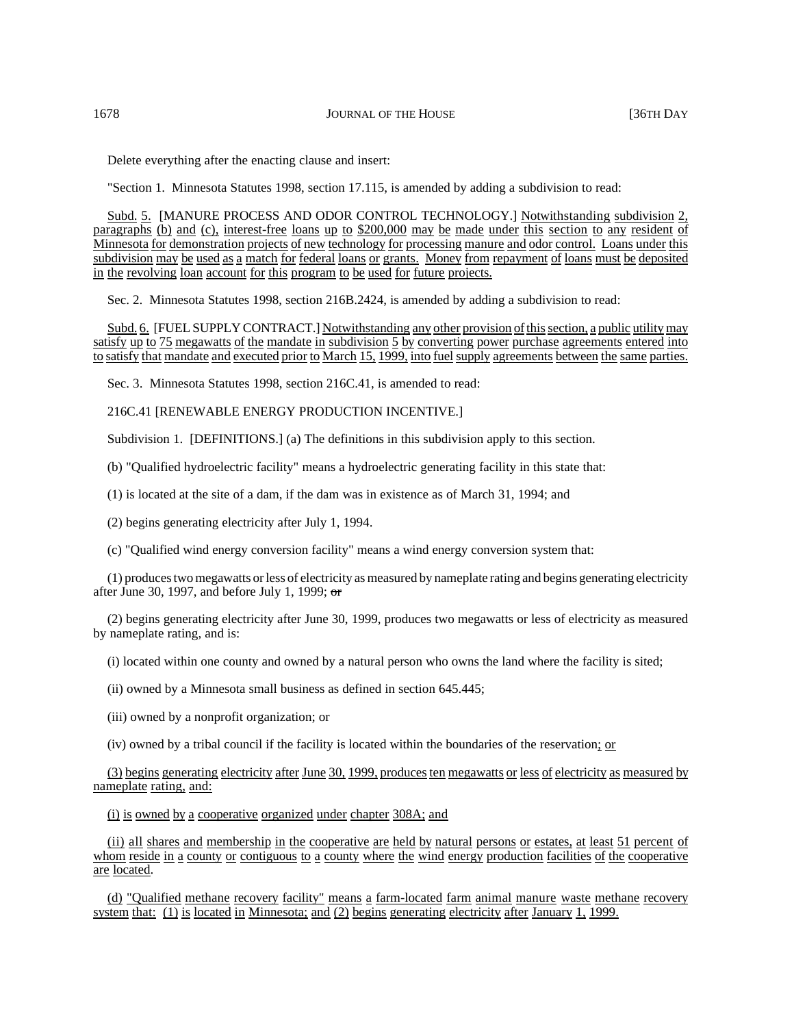Delete everything after the enacting clause and insert:

"Section 1. Minnesota Statutes 1998, section 17.115, is amended by adding a subdivision to read:

Subd. 5. [MANURE PROCESS AND ODOR CONTROL TECHNOLOGY.] Notwithstanding subdivision 2, paragraphs (b) and (c), interest-free loans up to $200,000 may be made under this section to any resident of Minnesota for demonstration projects of new technology for processing manure and odor control. Loans under this subdivision may be used as a match for federal loans or grants. Money from repayment of loans must be deposited in the revolving loan account for this program to be used for future projects.

Sec. 2. Minnesota Statutes 1998, section 216B.2424, is amended by adding a subdivision to read:

Subd. 6. [FUEL SUPPLY CONTRACT.] Notwithstanding any other provision of this section, a public utility may satisfy up to 75 megawatts of the mandate in subdivision 5 by converting power purchase agreements entered into to satisfy that mandate and executed prior to March 15, 1999, into fuel supply agreements between the same parties.

Sec. 3. Minnesota Statutes 1998, section 216C.41, is amended to read:

216C.41 [RENEWABLE ENERGY PRODUCTION INCENTIVE.]

Subdivision 1. [DEFINITIONS.] (a) The definitions in this subdivision apply to this section.

(b) "Qualified hydroelectric facility" means a hydroelectric generating facility in this state that:

(1) is located at the site of a dam, if the dam was in existence as of March 31, 1994; and

(2) begins generating electricity after July 1, 1994.

(c) "Qualified wind energy conversion facility" means a wind energy conversion system that:

(1) produces two megawatts or less of electricity as measured by nameplate rating and begins generating electricity after June 30, 1997, and before July 1, 1999; ~~or~~

(2) begins generating electricity after June 30, 1999, produces two megawatts or less of electricity as measured by nameplate rating, and is:

(i) located within one county and owned by a natural person who owns the land where the facility is sited;

(ii) owned by a Minnesota small business as defined in section 645.445;

(iii) owned by a nonprofit organization; or

(iv) owned by a tribal council if the facility is located within the boundaries of the reservation; or

(3) begins generating electricity after June 30, 1999, produces ten megawatts or less of electricity as measured by nameplate rating, and:

(i) is owned by a cooperative organized under chapter 308A; and

(ii) all shares and membership in the cooperative are held by natural persons or estates, at least 51 percent of whom reside in a county or contiguous to a county where the wind energy production facilities of the cooperative are located.

(d) "Qualified methane recovery facility" means a farm-located farm animal manure waste methane recovery system that: (1) is located in Minnesota; and (2) begins generating electricity after January 1, 1999.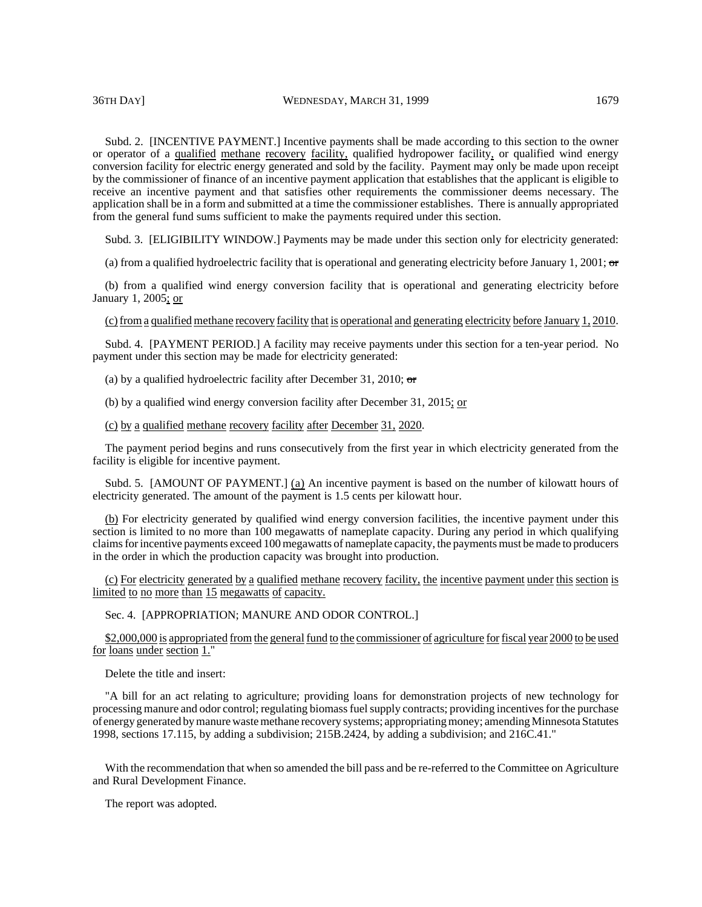Subd. 2. [INCENTIVE PAYMENT.] Incentive payments shall be made according to this section to the owner or operator of a qualified methane recovery facility, qualified hydropower facility, or qualified wind energy conversion facility for electric energy generated and sold by the facility. Payment may only be made upon receipt by the commissioner of finance of an incentive payment application that establishes that the applicant is eligible to receive an incentive payment and that satisfies other requirements the commissioner deems necessary. The application shall be in a form and submitted at a time the commissioner establishes. There is annually appropriated from the general fund sums sufficient to make the payments required under this section.

Subd. 3. [ELIGIBILITY WINDOW.] Payments may be made under this section only for electricity generated:

(a) from a qualified hydroelectric facility that is operational and generating electricity before January 1, 2001; ~~or~~

(b) from a qualified wind energy conversion facility that is operational and generating electricity before January 1, 2005; or

(c) from a qualified methane recovery facility that is operational and generating electricity before January 1, 2010.

Subd. 4. [PAYMENT PERIOD.] A facility may receive payments under this section for a ten-year period. No payment under this section may be made for electricity generated:

(a) by a qualified hydroelectric facility after December 31, 2010; ~~or~~

(b) by a qualified wind energy conversion facility after December 31, 2015; or

(c) by a qualified methane recovery facility after December 31, 2020.

The payment period begins and runs consecutively from the first year in which electricity generated from the facility is eligible for incentive payment.

Subd. 5. [AMOUNT OF PAYMENT.] (a) An incentive payment is based on the number of kilowatt hours of electricity generated. The amount of the payment is 1.5 cents per kilowatt hour.

(b) For electricity generated by qualified wind energy conversion facilities, the incentive payment under this section is limited to no more than 100 megawatts of nameplate capacity. During any period in which qualifying claims for incentive payments exceed 100 megawatts of nameplate capacity, the payments must be made to producers in the order in which the production capacity was brought into production.

(c) For electricity generated by a qualified methane recovery facility, the incentive payment under this section is limited to no more than 15 megawatts of capacity.

Sec. 4. [APPROPRIATION; MANURE AND ODOR CONTROL.]

$2,000,000 is appropriated from the general fund to the commissioner of agriculture for fiscal year 2000 to be used for loans under section 1."

Delete the title and insert:

"A bill for an act relating to agriculture; providing loans for demonstration projects of new technology for processing manure and odor control; regulating biomass fuel supply contracts; providing incentives for the purchase of energy generated by manure waste methane recovery systems; appropriating money; amending Minnesota Statutes 1998, sections 17.115, by adding a subdivision; 215B.2424, by adding a subdivision; and 216C.41."

With the recommendation that when so amended the bill pass and be re-referred to the Committee on Agriculture and Rural Development Finance.

The report was adopted.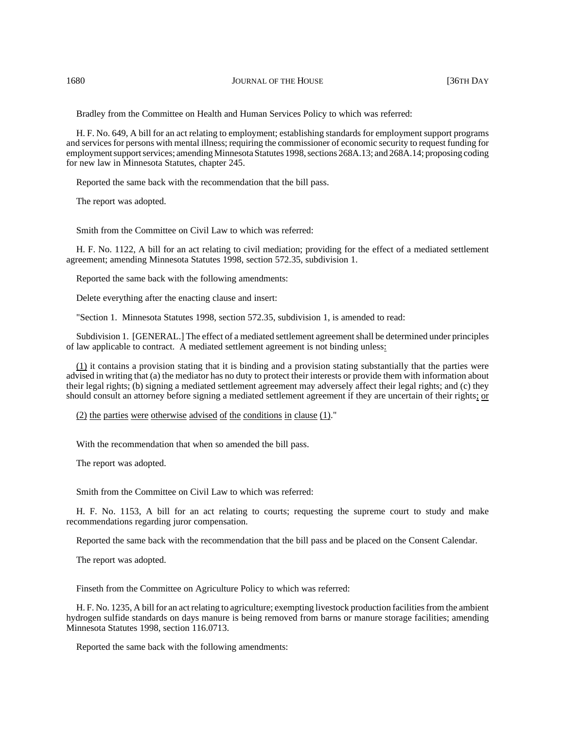Bradley from the Committee on Health and Human Services Policy to which was referred:

H. F. No. 649, A bill for an act relating to employment; establishing standards for employment support programs and services for persons with mental illness; requiring the commissioner of economic security to request funding for employment support services; amending Minnesota Statutes 1998, sections 268A.13; and 268A.14; proposing coding for new law in Minnesota Statutes, chapter 245.

Reported the same back with the recommendation that the bill pass.

The report was adopted.

Smith from the Committee on Civil Law to which was referred:

H. F. No. 1122, A bill for an act relating to civil mediation; providing for the effect of a mediated settlement agreement; amending Minnesota Statutes 1998, section 572.35, subdivision 1.

Reported the same back with the following amendments:

Delete everything after the enacting clause and insert:

"Section 1. Minnesota Statutes 1998, section 572.35, subdivision 1, is amended to read:

Subdivision 1. [GENERAL.] The effect of a mediated settlement agreement shall be determined under principles of law applicable to contract. A mediated settlement agreement is not binding unless:

(1) it contains a provision stating that it is binding and a provision stating substantially that the parties were advised in writing that (a) the mediator has no duty to protect their interests or provide them with information about their legal rights; (b) signing a mediated settlement agreement may adversely affect their legal rights; and (c) they should consult an attorney before signing a mediated settlement agreement if they are uncertain of their rights; or

(2) the parties were otherwise advised of the conditions in clause (1)."

With the recommendation that when so amended the bill pass.

The report was adopted.

Smith from the Committee on Civil Law to which was referred:

H. F. No. 1153, A bill for an act relating to courts; requesting the supreme court to study and make recommendations regarding juror compensation.

Reported the same back with the recommendation that the bill pass and be placed on the Consent Calendar.

The report was adopted.

Finseth from the Committee on Agriculture Policy to which was referred:

H. F. No. 1235, A bill for an act relating to agriculture; exempting livestock production facilities from the ambient hydrogen sulfide standards on days manure is being removed from barns or manure storage facilities; amending Minnesota Statutes 1998, section 116.0713.

Reported the same back with the following amendments: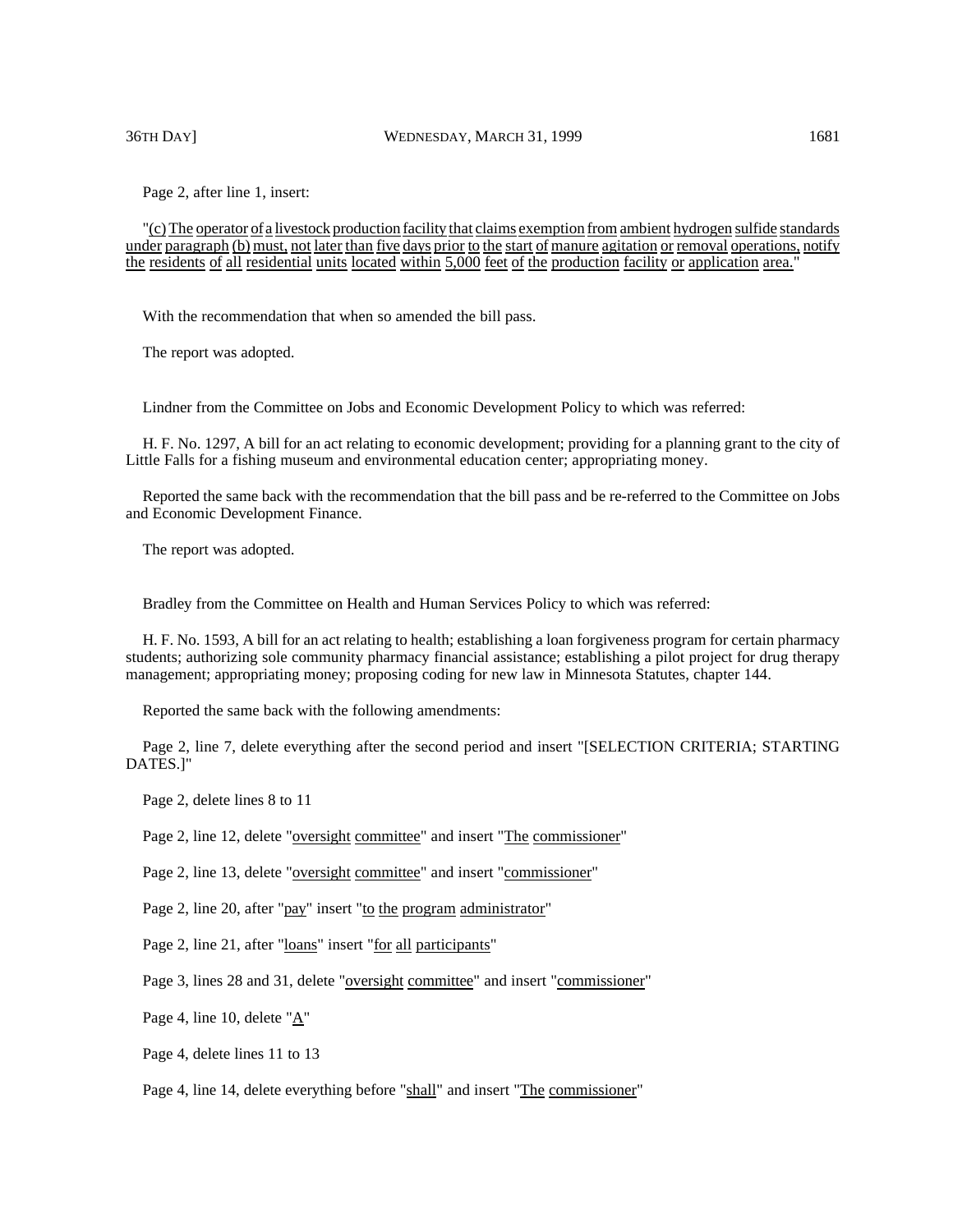Page 2, after line 1, insert:

"(c) The operator of a livestock production facility that claims exemption from ambient hydrogen sulfide standards under paragraph (b) must, not later than five days prior to the start of manure agitation or removal operations, notify the residents of all residential units located within 5,000 feet of the production facility or application area."

With the recommendation that when so amended the bill pass.

The report was adopted.

Lindner from the Committee on Jobs and Economic Development Policy to which was referred:

H. F. No. 1297, A bill for an act relating to economic development; providing for a planning grant to the city of Little Falls for a fishing museum and environmental education center; appropriating money.

Reported the same back with the recommendation that the bill pass and be re-referred to the Committee on Jobs and Economic Development Finance.

The report was adopted.

Bradley from the Committee on Health and Human Services Policy to which was referred:

H. F. No. 1593, A bill for an act relating to health; establishing a loan forgiveness program for certain pharmacy students; authorizing sole community pharmacy financial assistance; establishing a pilot project for drug therapy management; appropriating money; proposing coding for new law in Minnesota Statutes, chapter 144.

Reported the same back with the following amendments:

Page 2, line 7, delete everything after the second period and insert "[SELECTION CRITERIA; STARTING DATES.]"

Page 2, delete lines 8 to 11

Page 2, line 12, delete "oversight committee" and insert "The commissioner"

Page 2, line 13, delete "oversight committee" and insert "commissioner"

Page 2, line 20, after "pay" insert "to the program administrator"

Page 2, line 21, after "loans" insert "for all participants"

Page 3, lines 28 and 31, delete "oversight committee" and insert "commissioner"

Page 4, line 10, delete "A"

Page 4, delete lines 11 to 13

Page 4, line 14, delete everything before "shall" and insert "The commissioner"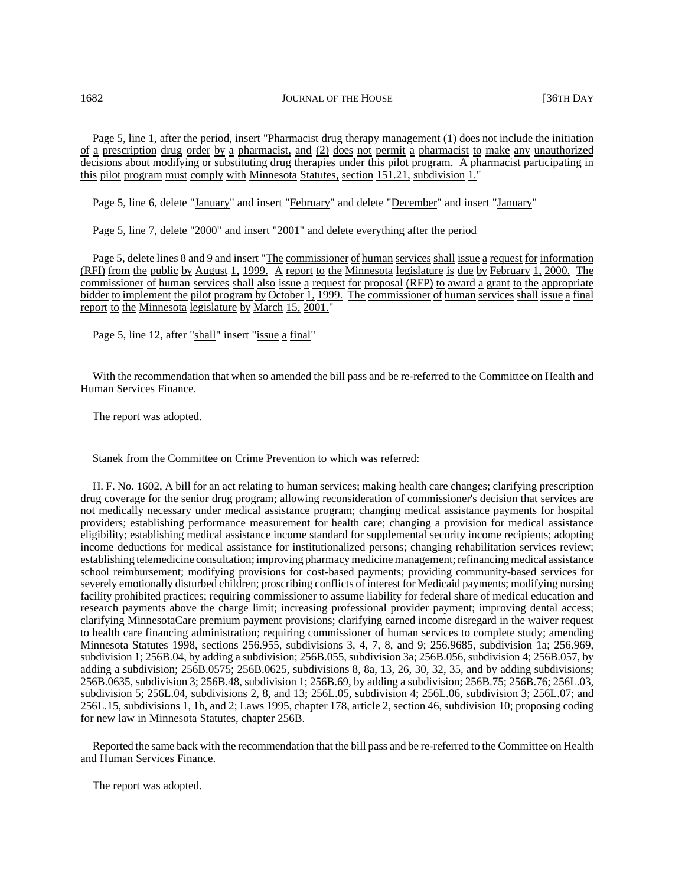Page 5, line 1, after the period, insert "Pharmacist drug therapy management (1) does not include the initiation of a prescription drug order by a pharmacist, and (2) does not permit a pharmacist to make any unauthorized decisions about modifying or substituting drug therapies under this pilot program. A pharmacist participating in this pilot program must comply with Minnesota Statutes, section 151.21, subdivision 1."

Page 5, line 6, delete "January" and insert "February" and delete "December" and insert "January"

Page 5, line 7, delete "2000" and insert "2001" and delete everything after the period

Page 5, delete lines 8 and 9 and insert "The commissioner of human services shall issue a request for information (RFI) from the public by August 1, 1999. A report to the Minnesota legislature is due by February 1, 2000. The commissioner of human services shall also issue a request for proposal (RFP) to award a grant to the appropriate bidder to implement the pilot program by October 1, 1999. The commissioner of human services shall issue a final report to the Minnesota legislature by March 15, 2001."

Page 5, line 12, after "shall" insert "issue a final"

With the recommendation that when so amended the bill pass and be re-referred to the Committee on Health and Human Services Finance.

The report was adopted.

Stanek from the Committee on Crime Prevention to which was referred:

H. F. No. 1602, A bill for an act relating to human services; making health care changes; clarifying prescription drug coverage for the senior drug program; allowing reconsideration of commissioner's decision that services are not medically necessary under medical assistance program; changing medical assistance payments for hospital providers; establishing performance measurement for health care; changing a provision for medical assistance eligibility; establishing medical assistance income standard for supplemental security income recipients; adopting income deductions for medical assistance for institutionalized persons; changing rehabilitation services review; establishing telemedicine consultation; improving pharmacy medicine management; refinancing medical assistance school reimbursement; modifying provisions for cost-based payments; providing community-based services for severely emotionally disturbed children; proscribing conflicts of interest for Medicaid payments; modifying nursing facility prohibited practices; requiring commissioner to assume liability for federal share of medical education and research payments above the charge limit; increasing professional provider payment; improving dental access; clarifying MinnesotaCare premium payment provisions; clarifying earned income disregard in the waiver request to health care financing administration; requiring commissioner of human services to complete study; amending Minnesota Statutes 1998, sections 256.955, subdivisions 3, 4, 7, 8, and 9; 256.9685, subdivision 1a; 256.969, subdivision 1; 256B.04, by adding a subdivision; 256B.055, subdivision 3a; 256B.056, subdivision 4; 256B.057, by adding a subdivision; 256B.0575; 256B.0625, subdivisions 8, 8a, 13, 26, 30, 32, 35, and by adding subdivisions; 256B.0635, subdivision 3; 256B.48, subdivision 1; 256B.69, by adding a subdivision; 256B.75; 256B.76; 256L.03, subdivision 5; 256L.04, subdivisions 2, 8, and 13; 256L.05, subdivision 4; 256L.06, subdivision 3; 256L.07; and 256L.15, subdivisions 1, 1b, and 2; Laws 1995, chapter 178, article 2, section 46, subdivision 10; proposing coding for new law in Minnesota Statutes, chapter 256B.

Reported the same back with the recommendation that the bill pass and be re-referred to the Committee on Health and Human Services Finance.

The report was adopted.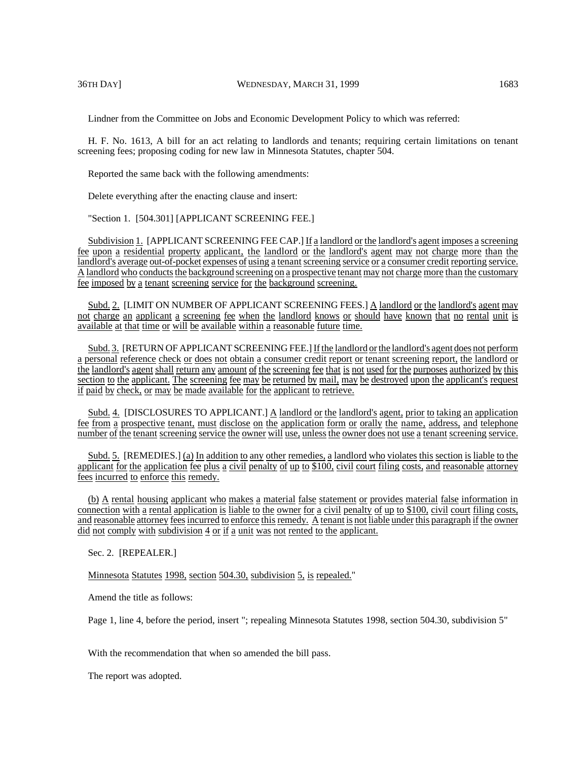Lindner from the Committee on Jobs and Economic Development Policy to which was referred:

H. F. No. 1613, A bill for an act relating to landlords and tenants; requiring certain limitations on tenant screening fees; proposing coding for new law in Minnesota Statutes, chapter 504.

Reported the same back with the following amendments:

Delete everything after the enacting clause and insert:

"Section 1. [504.301] [APPLICANT SCREENING FEE.]

Subdivision 1. [APPLICANT SCREENING FEE CAP.] If a landlord or the landlord's agent imposes a screening fee upon a residential property applicant, the landlord or the landlord's agent may not charge more than the landlord's average out-of-pocket expenses of using a tenant screening service or a consumer credit reporting service. A landlord who conducts the background screening on a prospective tenant may not charge more than the customary fee imposed by a tenant screening service for the background screening.

Subd. 2. [LIMIT ON NUMBER OF APPLICANT SCREENING FEES.] A landlord or the landlord's agent may not charge an applicant a screening fee when the landlord knows or should have known that no rental unit is available at that time or will be available within a reasonable future time.

Subd. 3. [RETURN OF APPLICANT SCREENING FEE.] If the landlord or the landlord's agent does not perform a personal reference check or does not obtain a consumer credit report or tenant screening report, the landlord or the landlord's agent shall return any amount of the screening fee that is not used for the purposes authorized by this section to the applicant. The screening fee may be returned by mail, may be destroyed upon the applicant's request if paid by check, or may be made available for the applicant to retrieve.

Subd. 4. [DISCLOSURES TO APPLICANT.] A landlord or the landlord's agent, prior to taking an application fee from a prospective tenant, must disclose on the application form or orally the name, address, and telephone number of the tenant screening service the owner will use, unless the owner does not use a tenant screening service.

Subd. 5. [REMEDIES.] (a) In addition to any other remedies, a landlord who violates this section is liable to the applicant for the application fee plus a civil penalty of up to $100, civil court filing costs, and reasonable attorney fees incurred to enforce this remedy.

(b) A rental housing applicant who makes a material false statement or provides material false information in connection with a rental application is liable to the owner for a civil penalty of up to $100, civil court filing costs, and reasonable attorney fees incurred to enforce this remedy. A tenant is not liable under this paragraph if the owner did not comply with subdivision 4 or if a unit was not rented to the applicant.

Sec. 2. [REPEALER.]

Minnesota Statutes 1998, section 504.30, subdivision 5, is repealed."

Amend the title as follows:

Page 1, line 4, before the period, insert "; repealing Minnesota Statutes 1998, section 504.30, subdivision 5"

With the recommendation that when so amended the bill pass.

The report was adopted.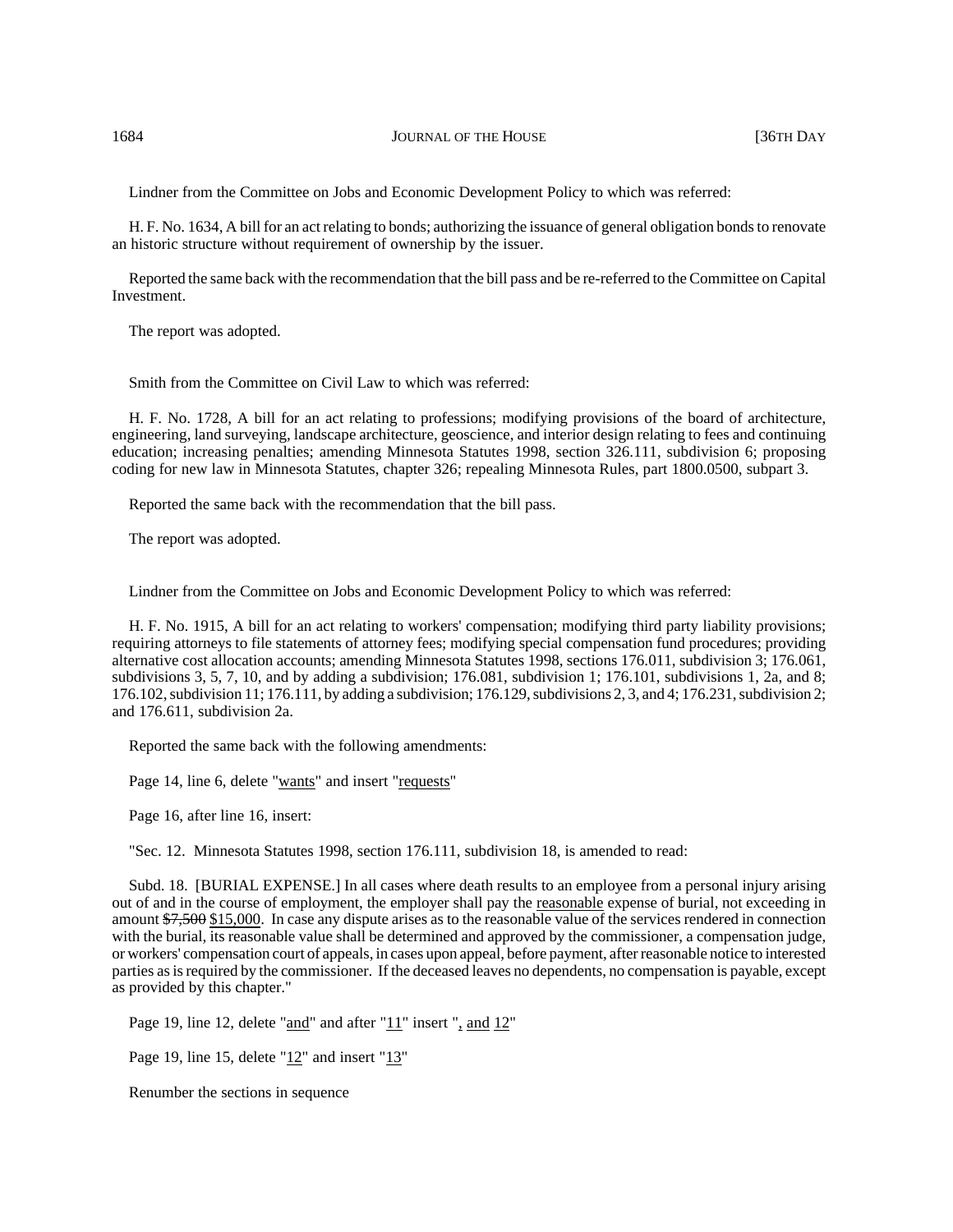Lindner from the Committee on Jobs and Economic Development Policy to which was referred:

H. F. No. 1634, A bill for an act relating to bonds; authorizing the issuance of general obligation bonds to renovate an historic structure without requirement of ownership by the issuer.

Reported the same back with the recommendation that the bill pass and be re-referred to the Committee on Capital Investment.

The report was adopted.

Smith from the Committee on Civil Law to which was referred:

H. F. No. 1728, A bill for an act relating to professions; modifying provisions of the board of architecture, engineering, land surveying, landscape architecture, geoscience, and interior design relating to fees and continuing education; increasing penalties; amending Minnesota Statutes 1998, section 326.111, subdivision 6; proposing coding for new law in Minnesota Statutes, chapter 326; repealing Minnesota Rules, part 1800.0500, subpart 3.

Reported the same back with the recommendation that the bill pass.

The report was adopted.

Lindner from the Committee on Jobs and Economic Development Policy to which was referred:

H. F. No. 1915, A bill for an act relating to workers' compensation; modifying third party liability provisions; requiring attorneys to file statements of attorney fees; modifying special compensation fund procedures; providing alternative cost allocation accounts; amending Minnesota Statutes 1998, sections 176.011, subdivision 3; 176.061, subdivisions 3, 5, 7, 10, and by adding a subdivision; 176.081, subdivision 1; 176.101, subdivisions 1, 2a, and 8; 176.102, subdivision 11; 176.111, by adding a subdivision; 176.129, subdivisions 2, 3, and 4; 176.231, subdivision 2; and 176.611, subdivision 2a.

Reported the same back with the following amendments:

Page 14, line 6, delete "wants" and insert "requests"

Page 16, after line 16, insert:

"Sec. 12. Minnesota Statutes 1998, section 176.111, subdivision 18, is amended to read:

Subd. 18. [BURIAL EXPENSE.] In all cases where death results to an employee from a personal injury arising out of and in the course of employment, the employer shall pay the reasonable expense of burial, not exceeding in amount ~~$7,500~~ $15,000. In case any dispute arises as to the reasonable value of the services rendered in connection with the burial, its reasonable value shall be determined and approved by the commissioner, a compensation judge, or workers' compensation court of appeals, in cases upon appeal, before payment, after reasonable notice to interested parties as is required by the commissioner. If the deceased leaves no dependents, no compensation is payable, except as provided by this chapter."

Page 19, line 12, delete "and" and after "11" insert ", and 12"

Page 19, line 15, delete "12" and insert "13"

Renumber the sections in sequence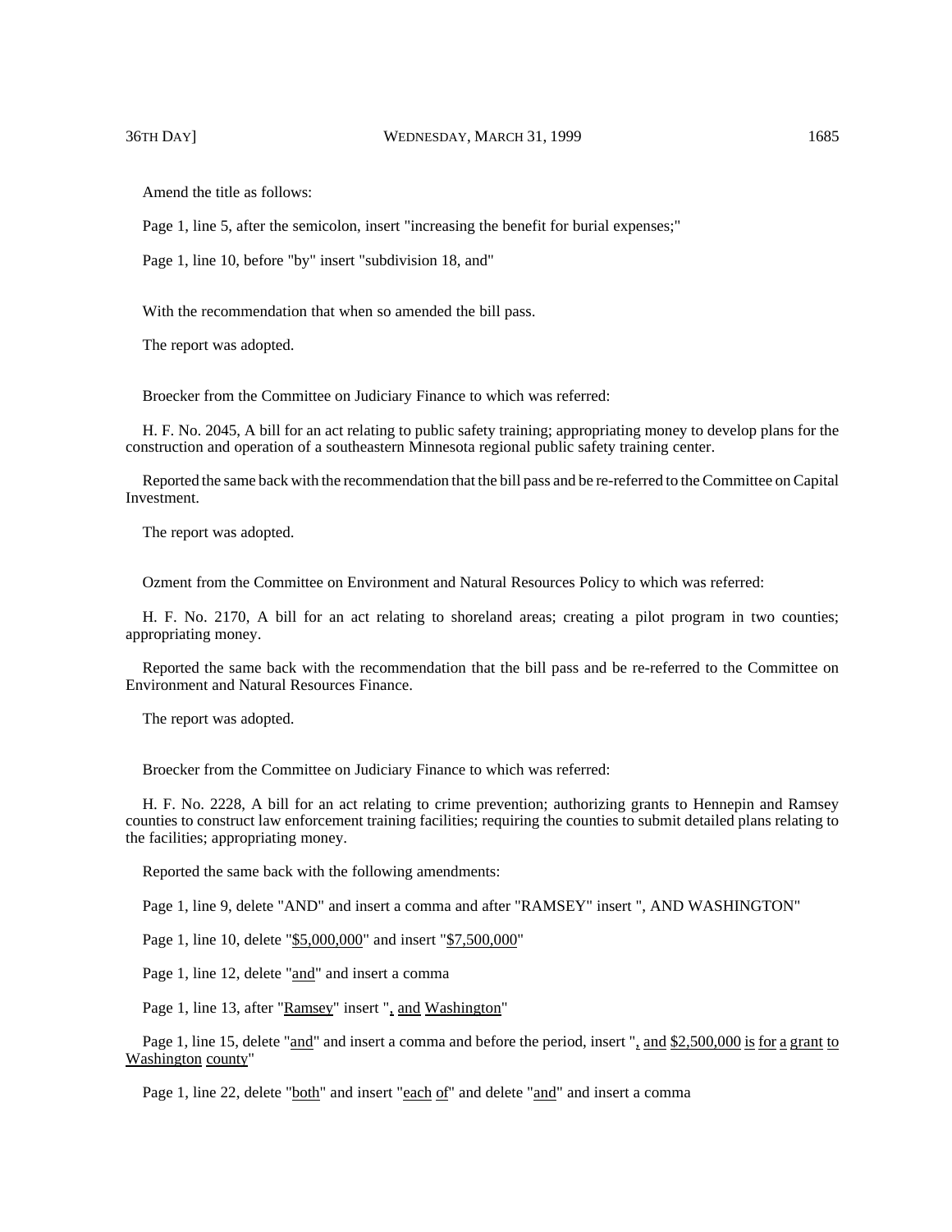Amend the title as follows:

Page 1, line 5, after the semicolon, insert "increasing the benefit for burial expenses;"

Page 1, line 10, before "by" insert "subdivision 18, and"

With the recommendation that when so amended the bill pass.

The report was adopted.

Broecker from the Committee on Judiciary Finance to which was referred:

H. F. No. 2045, A bill for an act relating to public safety training; appropriating money to develop plans for the construction and operation of a southeastern Minnesota regional public safety training center.

Reported the same back with the recommendation that the bill pass and be re-referred to the Committee on Capital Investment.

The report was adopted.

Ozment from the Committee on Environment and Natural Resources Policy to which was referred:

H. F. No. 2170, A bill for an act relating to shoreland areas; creating a pilot program in two counties; appropriating money.

Reported the same back with the recommendation that the bill pass and be re-referred to the Committee on Environment and Natural Resources Finance.

The report was adopted.

Broecker from the Committee on Judiciary Finance to which was referred:

H. F. No. 2228, A bill for an act relating to crime prevention; authorizing grants to Hennepin and Ramsey counties to construct law enforcement training facilities; requiring the counties to submit detailed plans relating to the facilities; appropriating money.

Reported the same back with the following amendments:

Page 1, line 9, delete "AND" and insert a comma and after "RAMSEY" insert ", AND WASHINGTON"

Page 1, line 10, delete "$5,000,000" and insert "$7,500,000"

Page 1, line 12, delete "and" and insert a comma

Page 1, line 13, after "Ramsey" insert ", and Washington"

Page 1, line 15, delete "and" and insert a comma and before the period, insert ", and $2,500,000 is for a grant to Washington county"

Page 1, line 22, delete "both" and insert "each of" and delete "and" and insert a comma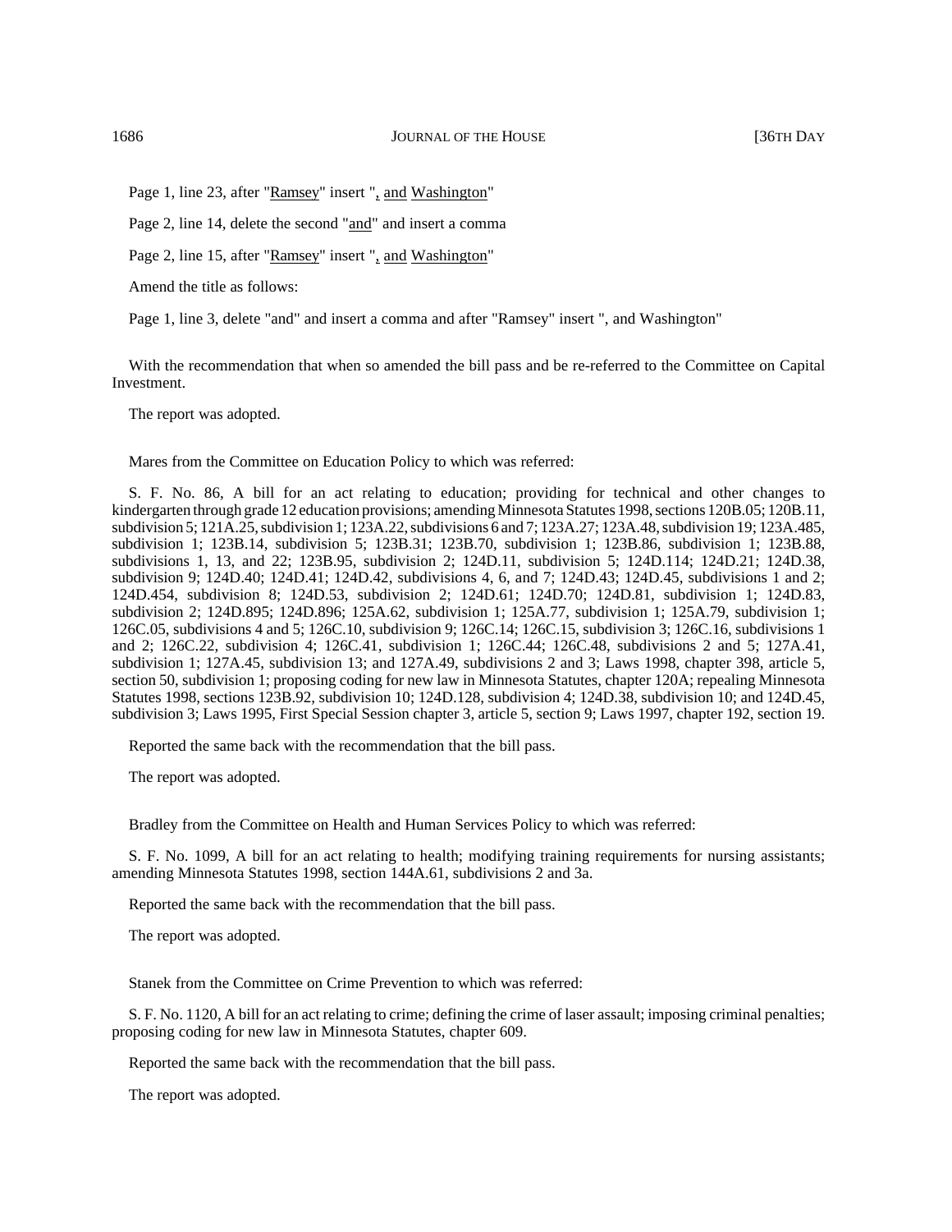Page 1, line 23, after "Ramsey" insert ", and Washington"

Page 2, line 14, delete the second "and" and insert a comma

Page 2, line 15, after "Ramsey" insert ", and Washington"

Amend the title as follows:

Page 1, line 3, delete "and" and insert a comma and after "Ramsey" insert ", and Washington"

With the recommendation that when so amended the bill pass and be re-referred to the Committee on Capital Investment.

The report was adopted.

Mares from the Committee on Education Policy to which was referred:

S. F. No. 86, A bill for an act relating to education; providing for technical and other changes to kindergarten through grade 12 education provisions; amending Minnesota Statutes 1998, sections 120B.05; 120B.11, subdivision 5; 121A.25, subdivision 1; 123A.22, subdivisions 6 and 7; 123A.27; 123A.48, subdivision 19; 123A.485, subdivision 1; 123B.14, subdivision 5; 123B.31; 123B.70, subdivision 1; 123B.86, subdivision 1; 123B.88, subdivisions 1, 13, and 22; 123B.95, subdivision 2; 124D.11, subdivision 5; 124D.114; 124D.21; 124D.38, subdivision 9; 124D.40; 124D.41; 124D.42, subdivisions 4, 6, and 7; 124D.43; 124D.45, subdivisions 1 and 2; 124D.454, subdivision 8; 124D.53, subdivision 2; 124D.61; 124D.70; 124D.81, subdivision 1; 124D.83, subdivision 2; 124D.895; 124D.896; 125A.62, subdivision 1; 125A.77, subdivision 1; 125A.79, subdivision 1; 126C.05, subdivisions 4 and 5; 126C.10, subdivision 9; 126C.14; 126C.15, subdivision 3; 126C.16, subdivisions 1 and 2; 126C.22, subdivision 4; 126C.41, subdivision 1; 126C.44; 126C.48, subdivisions 2 and 5; 127A.41, subdivision 1; 127A.45, subdivision 13; and 127A.49, subdivisions 2 and 3; Laws 1998, chapter 398, article 5, section 50, subdivision 1; proposing coding for new law in Minnesota Statutes, chapter 120A; repealing Minnesota Statutes 1998, sections 123B.92, subdivision 10; 124D.128, subdivision 4; 124D.38, subdivision 10; and 124D.45, subdivision 3; Laws 1995, First Special Session chapter 3, article 5, section 9; Laws 1997, chapter 192, section 19.

Reported the same back with the recommendation that the bill pass.

The report was adopted.

Bradley from the Committee on Health and Human Services Policy to which was referred:

S. F. No. 1099, A bill for an act relating to health; modifying training requirements for nursing assistants; amending Minnesota Statutes 1998, section 144A.61, subdivisions 2 and 3a.

Reported the same back with the recommendation that the bill pass.

The report was adopted.

Stanek from the Committee on Crime Prevention to which was referred:

S. F. No. 1120, A bill for an act relating to crime; defining the crime of laser assault; imposing criminal penalties; proposing coding for new law in Minnesota Statutes, chapter 609.

Reported the same back with the recommendation that the bill pass.

The report was adopted.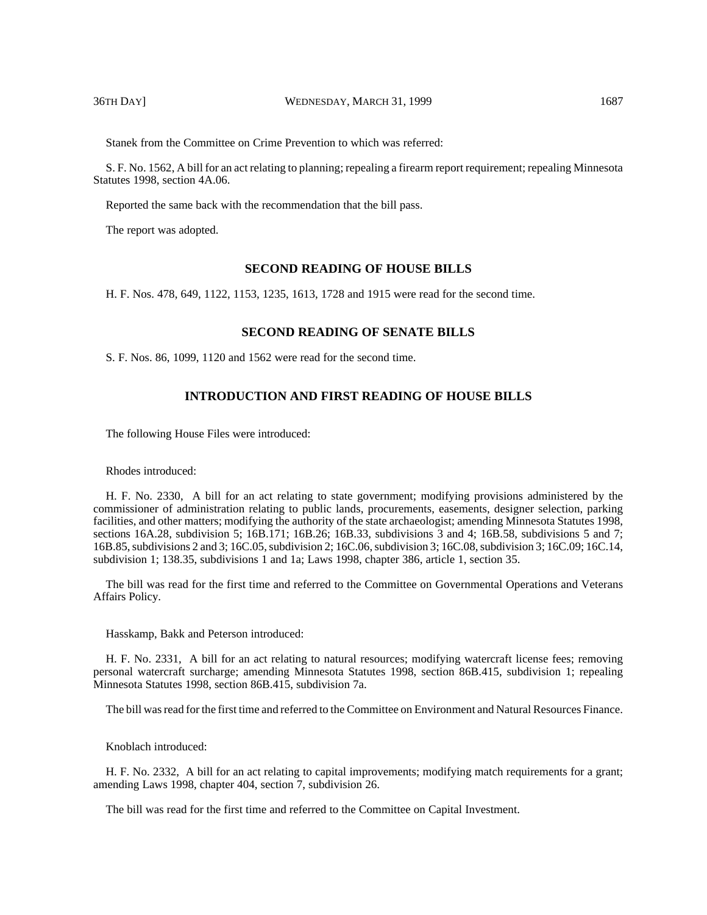Stanek from the Committee on Crime Prevention to which was referred:

S. F. No. 1562, A bill for an act relating to planning; repealing a firearm report requirement; repealing Minnesota Statutes 1998, section 4A.06.

Reported the same back with the recommendation that the bill pass.

The report was adopted.

## SECOND READING OF HOUSE BILLS

H. F. Nos. 478, 649, 1122, 1153, 1235, 1613, 1728 and 1915 were read for the second time.

## SECOND READING OF SENATE BILLS

S. F. Nos. 86, 1099, 1120 and 1562 were read for the second time.

## INTRODUCTION AND FIRST READING OF HOUSE BILLS

The following House Files were introduced:

Rhodes introduced:

H. F. No. 2330, A bill for an act relating to state government; modifying provisions administered by the commissioner of administration relating to public lands, procurements, easements, designer selection, parking facilities, and other matters; modifying the authority of the state archaeologist; amending Minnesota Statutes 1998, sections 16A.28, subdivision 5; 16B.171; 16B.26; 16B.33, subdivisions 3 and 4; 16B.58, subdivisions 5 and 7; 16B.85, subdivisions 2 and 3; 16C.05, subdivision 2; 16C.06, subdivision 3; 16C.08, subdivision 3; 16C.09; 16C.14, subdivision 1; 138.35, subdivisions 1 and 1a; Laws 1998, chapter 386, article 1, section 35.

The bill was read for the first time and referred to the Committee on Governmental Operations and Veterans Affairs Policy.

Hasskamp, Bakk and Peterson introduced:

H. F. No. 2331, A bill for an act relating to natural resources; modifying watercraft license fees; removing personal watercraft surcharge; amending Minnesota Statutes 1998, section 86B.415, subdivision 1; repealing Minnesota Statutes 1998, section 86B.415, subdivision 7a.

The bill was read for the first time and referred to the Committee on Environment and Natural Resources Finance.

Knoblach introduced:

H. F. No. 2332, A bill for an act relating to capital improvements; modifying match requirements for a grant; amending Laws 1998, chapter 404, section 7, subdivision 26.

The bill was read for the first time and referred to the Committee on Capital Investment.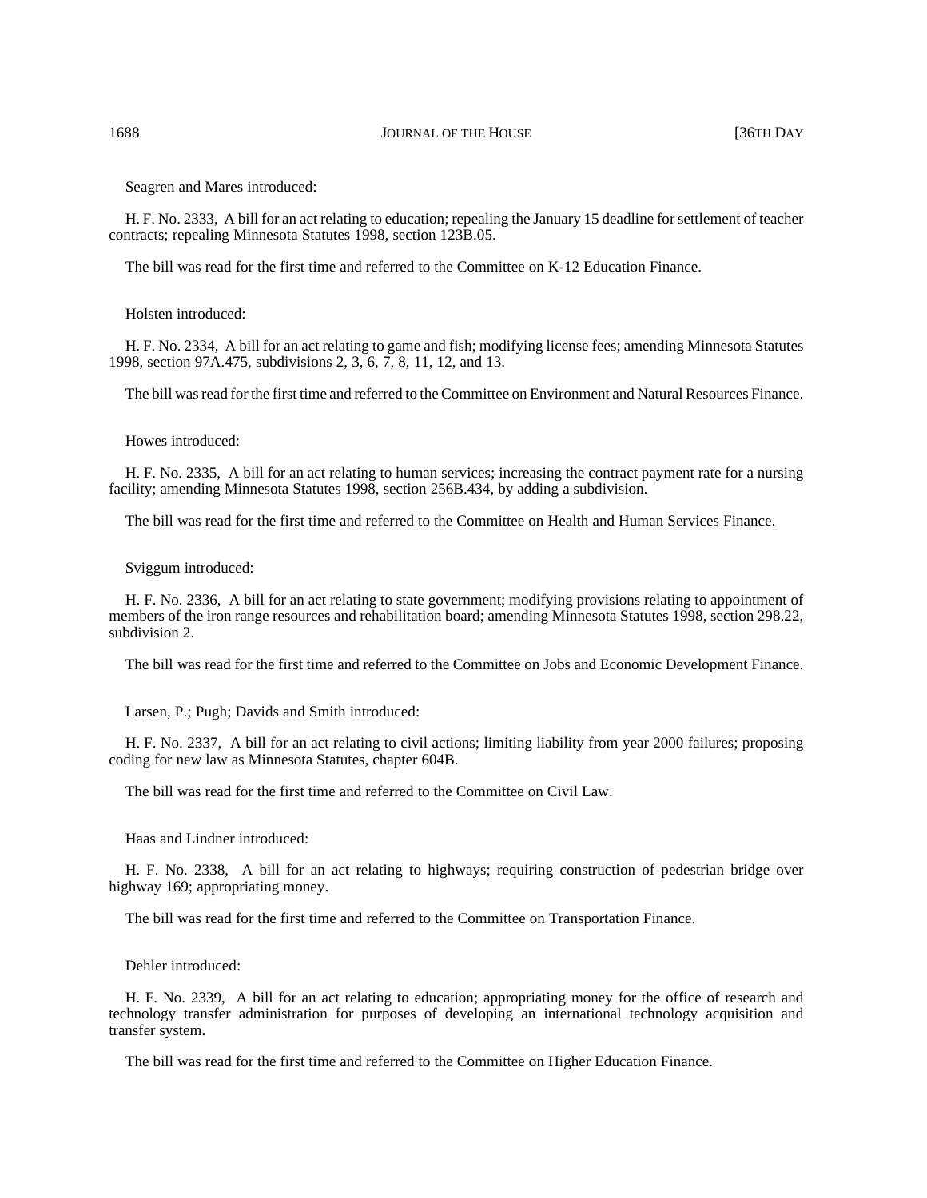Seagren and Mares introduced:

H. F. No. 2333, A bill for an act relating to education; repealing the January 15 deadline for settlement of teacher contracts; repealing Minnesota Statutes 1998, section 123B.05.

The bill was read for the first time and referred to the Committee on K-12 Education Finance.

Holsten introduced:

H. F. No. 2334, A bill for an act relating to game and fish; modifying license fees; amending Minnesota Statutes 1998, section 97A.475, subdivisions 2, 3, 6, 7, 8, 11, 12, and 13.

The bill was read for the first time and referred to the Committee on Environment and Natural Resources Finance.

Howes introduced:

H. F. No. 2335, A bill for an act relating to human services; increasing the contract payment rate for a nursing facility; amending Minnesota Statutes 1998, section 256B.434, by adding a subdivision.

The bill was read for the first time and referred to the Committee on Health and Human Services Finance.

Sviggum introduced:

H. F. No. 2336, A bill for an act relating to state government; modifying provisions relating to appointment of members of the iron range resources and rehabilitation board; amending Minnesota Statutes 1998, section 298.22, subdivision 2.

The bill was read for the first time and referred to the Committee on Jobs and Economic Development Finance.

Larsen, P.; Pugh; Davids and Smith introduced:

H. F. No. 2337, A bill for an act relating to civil actions; limiting liability from year 2000 failures; proposing coding for new law as Minnesota Statutes, chapter 604B.

The bill was read for the first time and referred to the Committee on Civil Law.

Haas and Lindner introduced:

H. F. No. 2338, A bill for an act relating to highways; requiring construction of pedestrian bridge over highway 169; appropriating money.

The bill was read for the first time and referred to the Committee on Transportation Finance.

Dehler introduced:

H. F. No. 2339, A bill for an act relating to education; appropriating money for the office of research and technology transfer administration for purposes of developing an international technology acquisition and transfer system.

The bill was read for the first time and referred to the Committee on Higher Education Finance.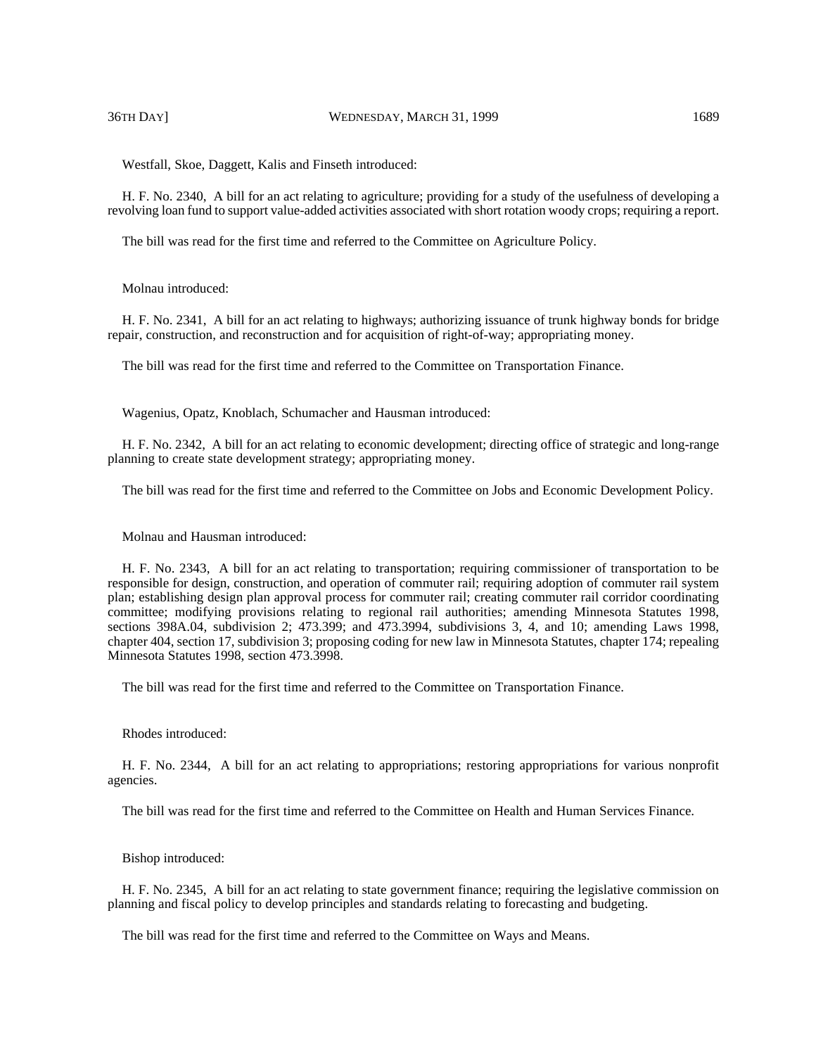Westfall, Skoe, Daggett, Kalis and Finseth introduced:

H. F. No. 2340, A bill for an act relating to agriculture; providing for a study of the usefulness of developing a revolving loan fund to support value-added activities associated with short rotation woody crops; requiring a report.

The bill was read for the first time and referred to the Committee on Agriculture Policy.

Molnau introduced:

H. F. No. 2341, A bill for an act relating to highways; authorizing issuance of trunk highway bonds for bridge repair, construction, and reconstruction and for acquisition of right-of-way; appropriating money.

The bill was read for the first time and referred to the Committee on Transportation Finance.

Wagenius, Opatz, Knoblach, Schumacher and Hausman introduced:

H. F. No. 2342, A bill for an act relating to economic development; directing office of strategic and long-range planning to create state development strategy; appropriating money.

The bill was read for the first time and referred to the Committee on Jobs and Economic Development Policy.

Molnau and Hausman introduced:

H. F. No. 2343, A bill for an act relating to transportation; requiring commissioner of transportation to be responsible for design, construction, and operation of commuter rail; requiring adoption of commuter rail system plan; establishing design plan approval process for commuter rail; creating commuter rail corridor coordinating committee; modifying provisions relating to regional rail authorities; amending Minnesota Statutes 1998, sections 398A.04, subdivision 2; 473.399; and 473.3994, subdivisions 3, 4, and 10; amending Laws 1998, chapter 404, section 17, subdivision 3; proposing coding for new law in Minnesota Statutes, chapter 174; repealing Minnesota Statutes 1998, section 473.3998.

The bill was read for the first time and referred to the Committee on Transportation Finance.

Rhodes introduced:

H. F. No. 2344, A bill for an act relating to appropriations; restoring appropriations for various nonprofit agencies.

The bill was read for the first time and referred to the Committee on Health and Human Services Finance.

Bishop introduced:

H. F. No. 2345, A bill for an act relating to state government finance; requiring the legislative commission on planning and fiscal policy to develop principles and standards relating to forecasting and budgeting.

The bill was read for the first time and referred to the Committee on Ways and Means.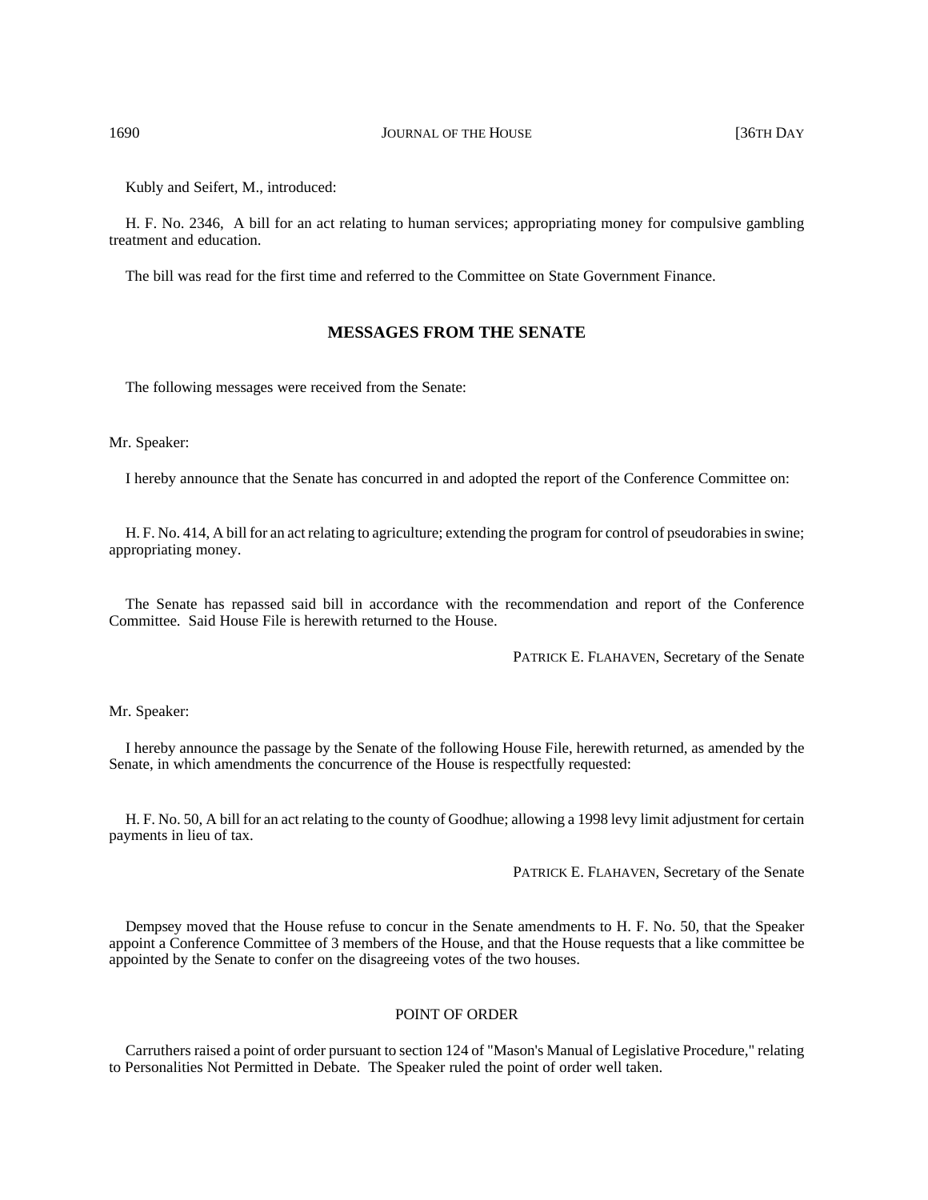Kubly and Seifert, M., introduced:

H. F. No. 2346, A bill for an act relating to human services; appropriating money for compulsive gambling treatment and education.

The bill was read for the first time and referred to the Committee on State Government Finance.

## MESSAGES FROM THE SENATE

The following messages were received from the Senate:

Mr. Speaker:

I hereby announce that the Senate has concurred in and adopted the report of the Conference Committee on:

H. F. No. 414, A bill for an act relating to agriculture; extending the program for control of pseudorabies in swine; appropriating money.

The Senate has repassed said bill in accordance with the recommendation and report of the Conference Committee. Said House File is herewith returned to the House.

PATRICK E. FLAHAVEN, Secretary of the Senate

Mr. Speaker:

I hereby announce the passage by the Senate of the following House File, herewith returned, as amended by the Senate, in which amendments the concurrence of the House is respectfully requested:

H. F. No. 50, A bill for an act relating to the county of Goodhue; allowing a 1998 levy limit adjustment for certain payments in lieu of tax.

PATRICK E. FLAHAVEN, Secretary of the Senate

Dempsey moved that the House refuse to concur in the Senate amendments to H. F. No. 50, that the Speaker appoint a Conference Committee of 3 members of the House, and that the House requests that a like committee be appointed by the Senate to confer on the disagreeing votes of the two houses.

POINT OF ORDER

Carruthers raised a point of order pursuant to section 124 of "Mason's Manual of Legislative Procedure," relating to Personalities Not Permitted in Debate. The Speaker ruled the point of order well taken.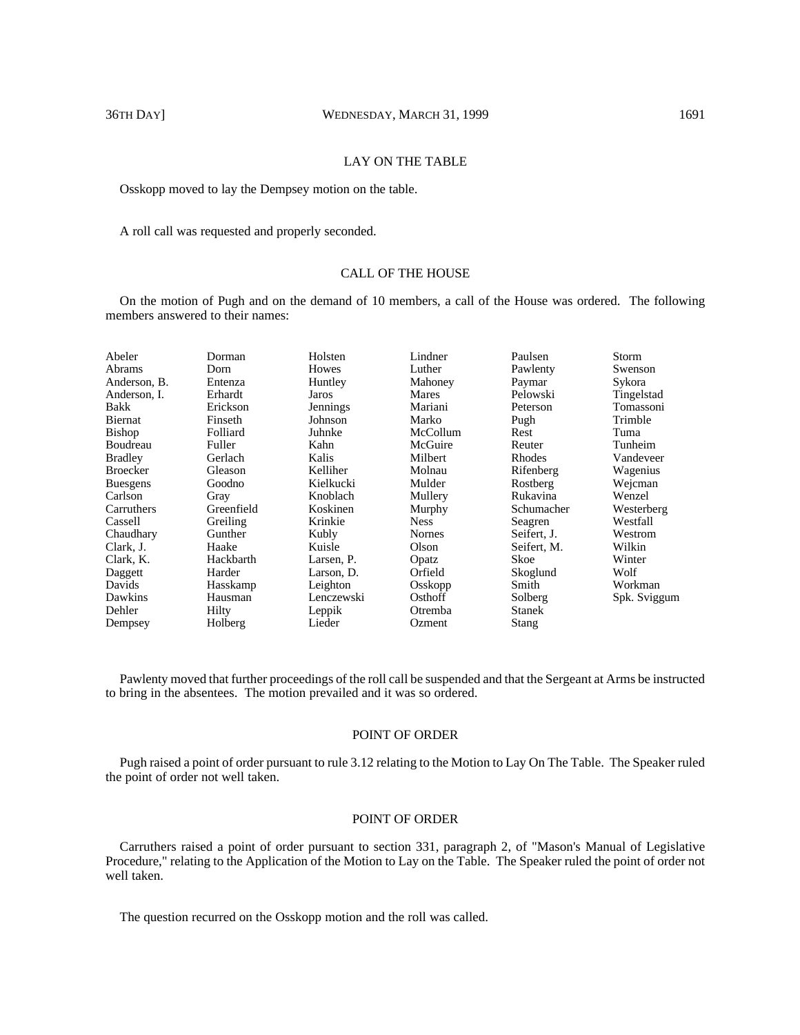## LAY ON THE TABLE

Osskopp moved to lay the Dempsey motion on the table.

A roll call was requested and properly seconded.

## CALL OF THE HOUSE

On the motion of Pugh and on the demand of 10 members, a call of the House was ordered. The following members answered to their names:

| | | | | | |
|---|---|---|---|---|---|
| Abeler | Dorman | Holsten | Lindner | Paulsen | Storm |
| Abrams | Dorn | Howes | Luther | Pawlenty | Swenson |
| Anderson, B. | Entenza | Huntley | Mahoney | Paymar | Sykora |
| Anderson, I. | Erhardt | Jaros | Mares | Pelowski | Tingelstad |
| Bakk | Erickson | Jennings | Mariani | Peterson | Tomassoni |
| Biernat | Finseth | Johnson | Marko | Pugh | Trimble |
| Bishop | Folliard | Juhnke | McCollum | Rest | Tuma |
| Boudreau | Fuller | Kahn | McGuire | Reuter | Tunheim |
| Bradley | Gerlach | Kalis | Milbert | Rhodes | Vandeveer |
| Broecker | Gleason | Kelliher | Molnau | Rifenberg | Wagenius |
| Buesgens | Goodno | Kielkucki | Mulder | Rostberg | Wejcman |
| Carlson | Gray | Knoblach | Mullery | Rukavina | Wenzel |
| Carruthers | Greenfield | Koskinen | Murphy | Schumacher | Westerberg |
| Cassell | Greiling | Krinkie | Ness | Seagren | Westfall |
| Chaudhary | Gunther | Kubly | Nornes | Seifert, J. | Westrom |
| Clark, J. | Haake | Kuisle | Olson | Seifert, M. | Wilkin |
| Clark, K. | Hackbarth | Larsen, P. | Opatz | Skoe | Winter |
| Daggett | Harder | Larson, D. | Orfield | Skoglund | Wolf |
| Davids | Hasskamp | Leighton | Osskopp | Smith | Workman |
| Dawkins | Hausman | Lenczewski | Osthoff | Solberg | Spk. Sviggum |
| Dehler | Hilty | Leppik | Otremba | Stanek | |
| Dempsey | Holberg | Lieder | Ozment | Stang | |

Pawlenty moved that further proceedings of the roll call be suspended and that the Sergeant at Arms be instructed to bring in the absentees. The motion prevailed and it was so ordered.

## POINT OF ORDER

Pugh raised a point of order pursuant to rule 3.12 relating to the Motion to Lay On The Table. The Speaker ruled the point of order not well taken.

## POINT OF ORDER

Carruthers raised a point of order pursuant to section 331, paragraph 2, of "Mason's Manual of Legislative Procedure," relating to the Application of the Motion to Lay on the Table. The Speaker ruled the point of order not well taken.

The question recurred on the Osskopp motion and the roll was called.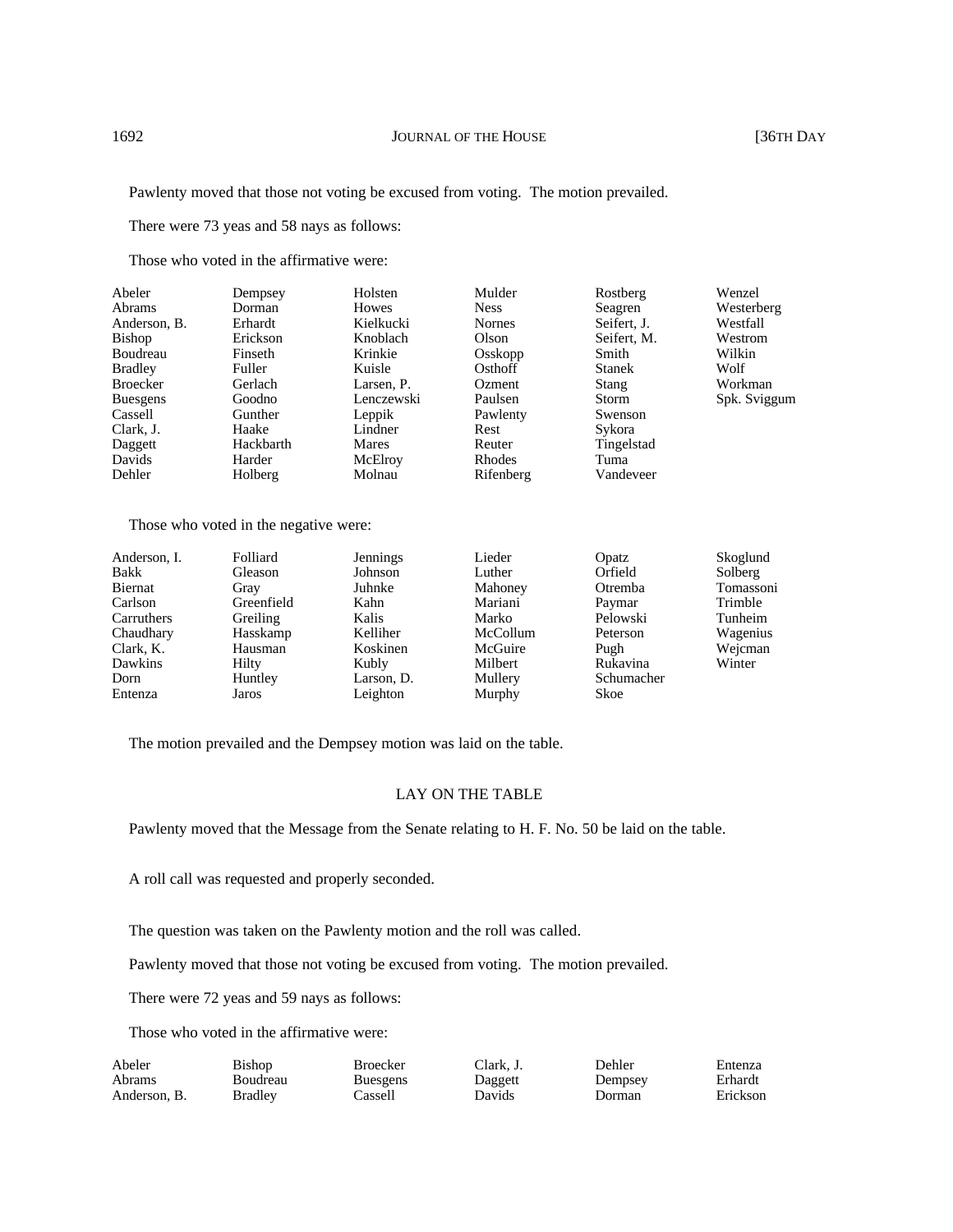Pawlenty moved that those not voting be excused from voting. The motion prevailed.

There were 73 yeas and 58 nays as follows:

Those who voted in the affirmative were:

| | | | | | |
|---|---|---|---|---|---|
| Abeler | Dempsey | Holsten | Mulder | Rostberg | Wenzel |
| Abrams | Dorman | Howes | Ness | Seagren | Westerberg |
| Anderson, B. | Erhardt | Kielkucki | Nornes | Seifert, J. | Westfall |
| Bishop | Erickson | Knoblach | Olson | Seifert, M. | Westrom |
| Boudreau | Finseth | Krinkie | Osskopp | Smith | Wilkin |
| Bradley | Fuller | Kuisle | Osthoff | Stanek | Wolf |
| Broecker | Gerlach | Larsen, P. | Ozment | Stang | Workman |
| Buesgens | Goodno | Lenczewski | Paulsen | Storm | Spk. Sviggum |
| Cassell | Gunther | Leppik | Pawlenty | Swenson | |
| Clark, J. | Haake | Lindner | Rest | Sykora | |
| Daggett | Hackbarth | Mares | Reuter | Tingelstad | |
| Davids | Harder | McElroy | Rhodes | Tuma | |
| Dehler | Holberg | Molnau | Rifenberg | Vandeveer | |

Those who voted in the negative were:

| | | | | | |
|---|---|---|---|---|---|
| Anderson, I. | Folliard | Jennings | Lieder | Opatz | Skoglund |
| Bakk | Gleason | Johnson | Luther | Orfield | Solberg |
| Biernat | Gray | Juhnke | Mahoney | Otremba | Tomassoni |
| Carlson | Greenfield | Kahn | Mariani | Paymar | Trimble |
| Carruthers | Greiling | Kalis | Marko | Pelowski | Tunheim |
| Chaudhary | Hasskamp | Kelliher | McCollum | Peterson | Wagenius |
| Clark, K. | Hausman | Koskinen | McGuire | Pugh | Wejcman |
| Dawkins | Hilty | Kubly | Milbert | Rukavina | Winter |
| Dorn | Huntley | Larson, D. | Mullery | Schumacher | |
| Entenza | Jaros | Leighton | Murphy | Skoe | |

The motion prevailed and the Dempsey motion was laid on the table.

## LAY ON THE TABLE

Pawlenty moved that the Message from the Senate relating to H. F. No. 50 be laid on the table.

A roll call was requested and properly seconded.

The question was taken on the Pawlenty motion and the roll was called.

Pawlenty moved that those not voting be excused from voting. The motion prevailed.

There were 72 yeas and 59 nays as follows:

Those who voted in the affirmative were:

| | | | | | |
|---|---|---|---|---|---|
| Abeler | Bishop | Broecker | Clark, J. | Dehler | Entenza |
| Abrams | Boudreau | Buesgens | Daggett | Dempsey | Erhardt |
| Anderson, B. | Bradley | Cassell | Davids | Dorman | Erickson |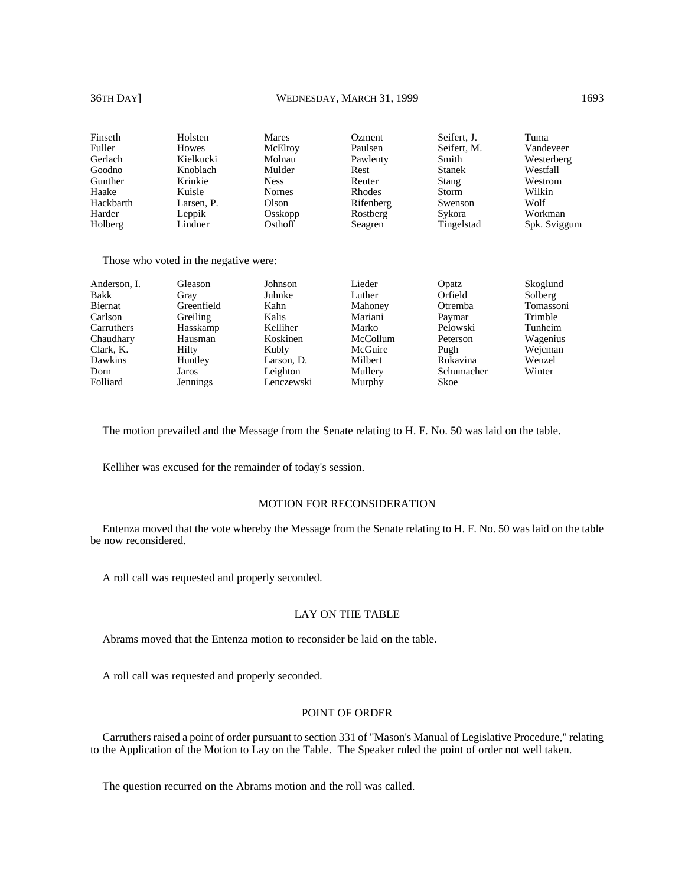| | | | | | |
|---|---|---|---|---|---|
| Finseth | Holsten | Mares | Ozment | Seifert, J. | Tuma |
| Fuller | Howes | McElroy | Paulsen | Seifert, M. | Vandeveer |
| Gerlach | Kielkucki | Molnau | Pawlenty | Smith | Westerberg |
| Goodno | Knoblach | Mulder | Rest | Stanek | Westfall |
| Gunther | Krinkie | Ness | Reuter | Stang | Westrom |
| Haake | Kuisle | Nornes | Rhodes | Storm | Wilkin |
| Hackbarth | Larsen, P. | Olson | Rifenberg | Swenson | Wolf |
| Harder | Leppik | Osskopp | Rostberg | Sykora | Workman |
| Holberg | Lindner | Osthoff | Seagren | Tingelstad | Spk. Sviggum |

Those who voted in the negative were:

| | | | | | |
|---|---|---|---|---|---|
| Anderson, I. | Gleason | Johnson | Lieder | Opatz | Skoglund |
| Bakk | Gray | Juhnke | Luther | Orfield | Solberg |
| Biernat | Greenfield | Kahn | Mahoney | Otremba | Tomassoni |
| Carlson | Greiling | Kalis | Mariani | Paymar | Trimble |
| Carruthers | Hasskamp | Kelliher | Marko | Pelowski | Tunheim |
| Chaudhary | Hausman | Koskinen | McCollum | Peterson | Wagenius |
| Clark, K. | Hilty | Kubly | McGuire | Pugh | Wejcman |
| Dawkins | Huntley | Larson, D. | Milbert | Rukavina | Wenzel |
| Dorn | Jaros | Leighton | Mullery | Schumacher | Winter |
| Folliard | Jennings | Lenczewski | Murphy | Skoe | |

The motion prevailed and the Message from the Senate relating to H. F. No. 50 was laid on the table.

Kelliher was excused for the remainder of today's session.

## MOTION FOR RECONSIDERATION

Entenza moved that the vote whereby the Message from the Senate relating to H. F. No. 50 was laid on the table be now reconsidered.

A roll call was requested and properly seconded.

## LAY ON THE TABLE

Abrams moved that the Entenza motion to reconsider be laid on the table.

A roll call was requested and properly seconded.

## POINT OF ORDER

Carruthers raised a point of order pursuant to section 331 of "Mason's Manual of Legislative Procedure," relating to the Application of the Motion to Lay on the Table. The Speaker ruled the point of order not well taken.

The question recurred on the Abrams motion and the roll was called.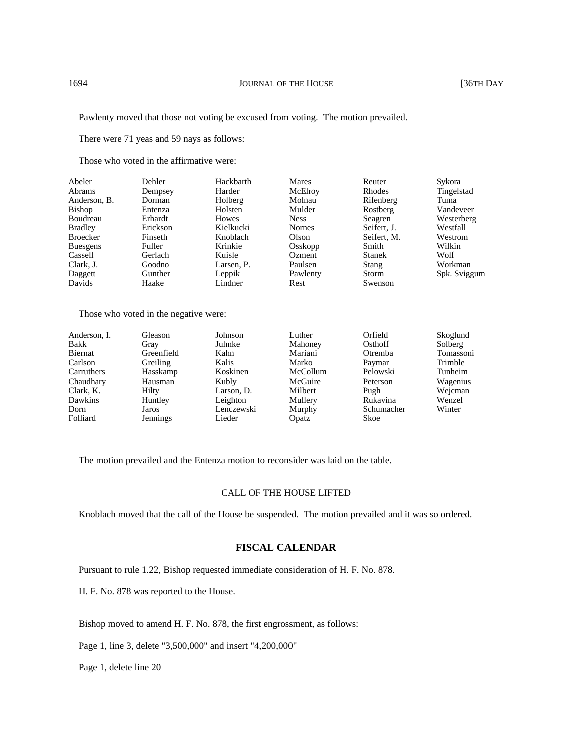Pawlenty moved that those not voting be excused from voting. The motion prevailed.

There were 71 yeas and 59 nays as follows:

Those who voted in the affirmative were:

| | | | | | |
|---|---|---|---|---|---|
| Abeler | Dehler | Hackbarth | Mares | Reuter | Sykora |
| Abrams | Dempsey | Harder | McElroy | Rhodes | Tingelstad |
| Anderson, B. | Dorman | Holberg | Molnau | Rifenberg | Tuma |
| Bishop | Entenza | Holsten | Mulder | Rostberg | Vandeveer |
| Boudreau | Erhardt | Howes | Ness | Seagren | Westerberg |
| Bradley | Erickson | Kielkucki | Nornes | Seifert, J. | Westfall |
| Broecker | Finseth | Knoblach | Olson | Seifert, M. | Westrom |
| Buesgens | Fuller | Krinkie | Osskopp | Smith | Wilkin |
| Cassell | Gerlach | Kuisle | Ozment | Stanek | Wolf |
| Clark, J. | Goodno | Larsen, P. | Paulsen | Stang | Workman |
| Daggett | Gunther | Leppik | Pawlenty | Storm | Spk. Sviggum |
| Davids | Haake | Lindner | Rest | Swenson | |

Those who voted in the negative were:

| | | | | | |
|---|---|---|---|---|---|
| Anderson, I. | Gleason | Johnson | Luther | Orfield | Skoglund |
| Bakk | Gray | Juhnke | Mahoney | Osthoff | Solberg |
| Biernat | Greenfield | Kahn | Mariani | Otremba | Tomassoni |
| Carlson | Greiling | Kalis | Marko | Paymar | Trimble |
| Carruthers | Hasskamp | Koskinen | McCollum | Pelowski | Tunheim |
| Chaudhary | Hausman | Kubly | McGuire | Peterson | Wagenius |
| Clark, K. | Hilty | Larson, D. | Milbert | Pugh | Wejcman |
| Dawkins | Huntley | Leighton | Mullery | Rukavina | Wenzel |
| Dorn | Jaros | Lenczewski | Murphy | Schumacher | Winter |
| Folliard | Jennings | Lieder | Opatz | Skoe | |

The motion prevailed and the Entenza motion to reconsider was laid on the table.

CALL OF THE HOUSE LIFTED

Knoblach moved that the call of the House be suspended. The motion prevailed and it was so ordered.

## FISCAL CALENDAR

Pursuant to rule 1.22, Bishop requested immediate consideration of H. F. No. 878.

H. F. No. 878 was reported to the House.

Bishop moved to amend H. F. No. 878, the first engrossment, as follows:

Page 1, line 3, delete "3,500,000" and insert "4,200,000"

Page 1, delete line 20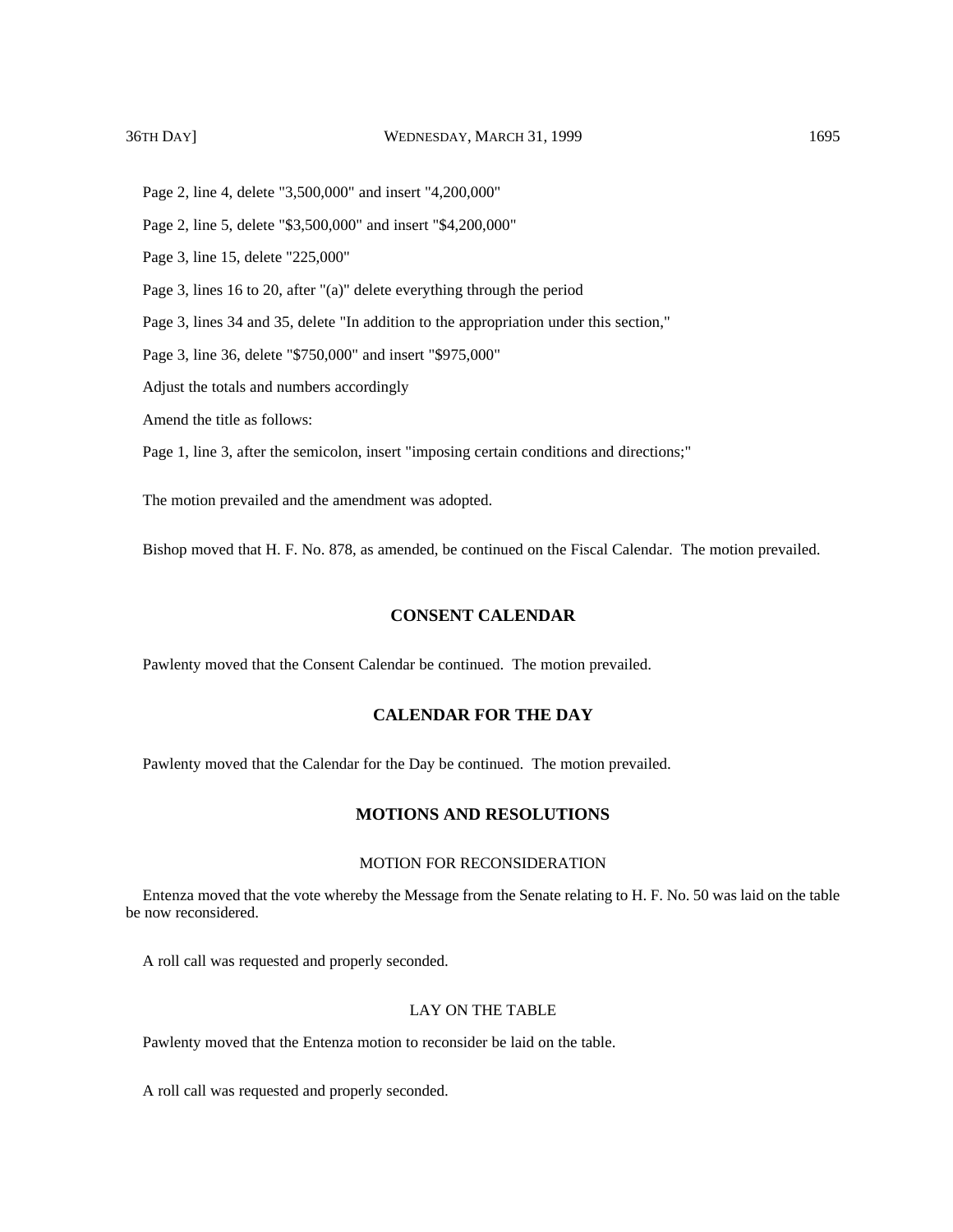Page 2, line 4, delete "3,500,000" and insert "4,200,000"

Page 2, line 5, delete "$3,500,000" and insert "$4,200,000"

Page 3, line 15, delete "225,000"

Page 3, lines 16 to 20, after "(a)" delete everything through the period

Page 3, lines 34 and 35, delete "In addition to the appropriation under this section,"

Page 3, line 36, delete "$750,000" and insert "$975,000"

Adjust the totals and numbers accordingly

Amend the title as follows:

Page 1, line 3, after the semicolon, insert "imposing certain conditions and directions;"

The motion prevailed and the amendment was adopted.

Bishop moved that H. F. No. 878, as amended, be continued on the Fiscal Calendar. The motion prevailed.

## CONSENT CALENDAR

Pawlenty moved that the Consent Calendar be continued. The motion prevailed.

## CALENDAR FOR THE DAY

Pawlenty moved that the Calendar for the Day be continued. The motion prevailed.

## MOTIONS AND RESOLUTIONS

### MOTION FOR RECONSIDERATION

Entenza moved that the vote whereby the Message from the Senate relating to H. F. No. 50 was laid on the table be now reconsidered.

A roll call was requested and properly seconded.

### LAY ON THE TABLE

Pawlenty moved that the Entenza motion to reconsider be laid on the table.

A roll call was requested and properly seconded.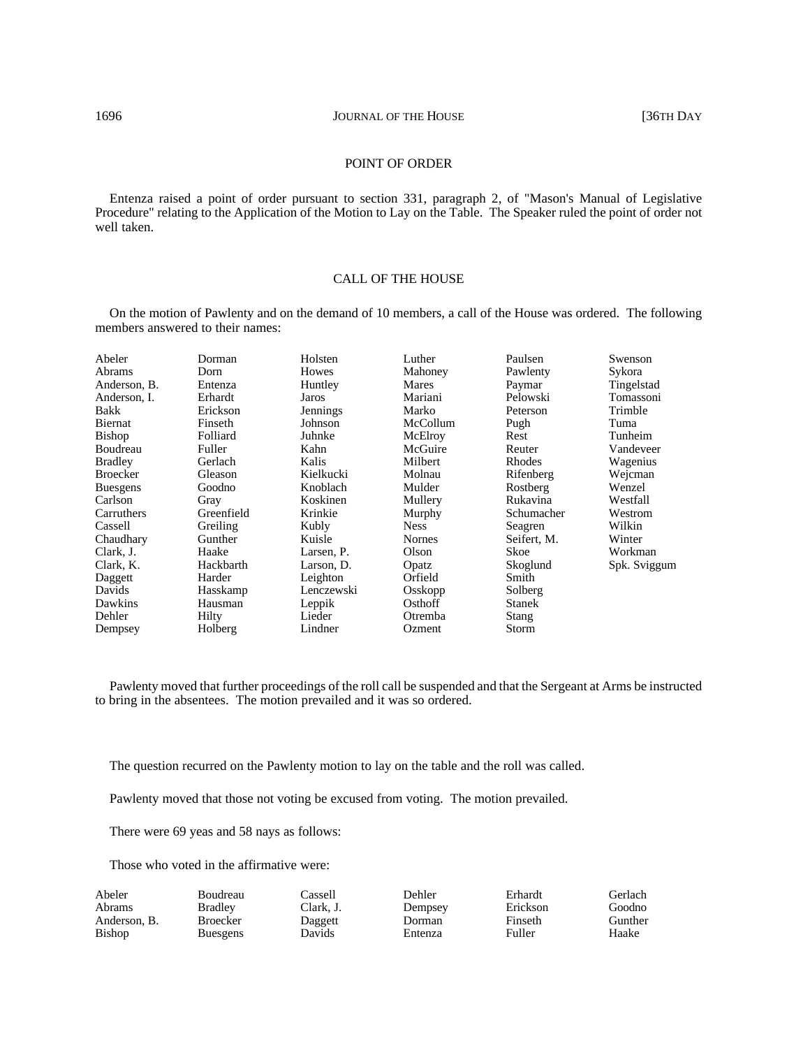## POINT OF ORDER

Entenza raised a point of order pursuant to section 331, paragraph 2, of "Mason's Manual of Legislative Procedure" relating to the Application of the Motion to Lay on the Table. The Speaker ruled the point of order not well taken.

## CALL OF THE HOUSE

On the motion of Pawlenty and on the demand of 10 members, a call of the House was ordered. The following members answered to their names:

| | | | | | |
|---|---|---|---|---|---|
| Abeler | Dorman | Holsten | Luther | Paulsen | Swenson |
| Abrams | Dorn | Howes | Mahoney | Pawlenty | Sykora |
| Anderson, B. | Entenza | Huntley | Mares | Paymar | Tingelstad |
| Anderson, I. | Erhardt | Jaros | Mariani | Pelowski | Tomassoni |
| Bakk | Erickson | Jennings | Marko | Peterson | Trimble |
| Biernat | Finseth | Johnson | McCollum | Pugh | Tuma |
| Bishop | Folliard | Juhnke | McElroy | Rest | Tunheim |
| Boudreau | Fuller | Kahn | McGuire | Reuter | Vandeveer |
| Bradley | Gerlach | Kalis | Milbert | Rhodes | Wagenius |
| Broecker | Gleason | Kielkucki | Molnau | Rifenberg | Wejcman |
| Buesgens | Goodno | Knoblach | Mulder | Rostberg | Wenzel |
| Carlson | Gray | Koskinen | Mullery | Rukavina | Westfall |
| Carruthers | Greenfield | Krinkie | Murphy | Schumacher | Westrom |
| Cassell | Greiling | Kubly | Ness | Seagren | Wilkin |
| Chaudhary | Gunther | Kuisle | Nornes | Seifert, M. | Winter |
| Clark, J. | Haake | Larsen, P. | Olson | Skoe | Workman |
| Clark, K. | Hackbarth | Larson, D. | Opatz | Skoglund | Spk. Sviggum |
| Daggett | Harder | Leighton | Orfield | Smith | |
| Davids | Hasskamp | Lenczewski | Osskopp | Solberg | |
| Dawkins | Hausman | Leppik | Osthoff | Stanek | |
| Dehler | Hilty | Lieder | Otremba | Stang | |
| Dempsey | Holberg | Lindner | Ozment | Storm | |

Pawlenty moved that further proceedings of the roll call be suspended and that the Sergeant at Arms be instructed to bring in the absentees. The motion prevailed and it was so ordered.

The question recurred on the Pawlenty motion to lay on the table and the roll was called.

Pawlenty moved that those not voting be excused from voting. The motion prevailed.

There were 69 yeas and 58 nays as follows:

Those who voted in the affirmative were:

| | | | | | |
|---|---|---|---|---|---|
| Abeler | Boudreau | Cassell | Dehler | Erhardt | Gerlach |
| Abrams | Bradley | Clark, J. | Dempsey | Erickson | Goodno |
| Anderson, B. | Broecker | Daggett | Dorman | Finseth | Gunther |
| Bishop | Buesgens | Davids | Entenza | Fuller | Haake |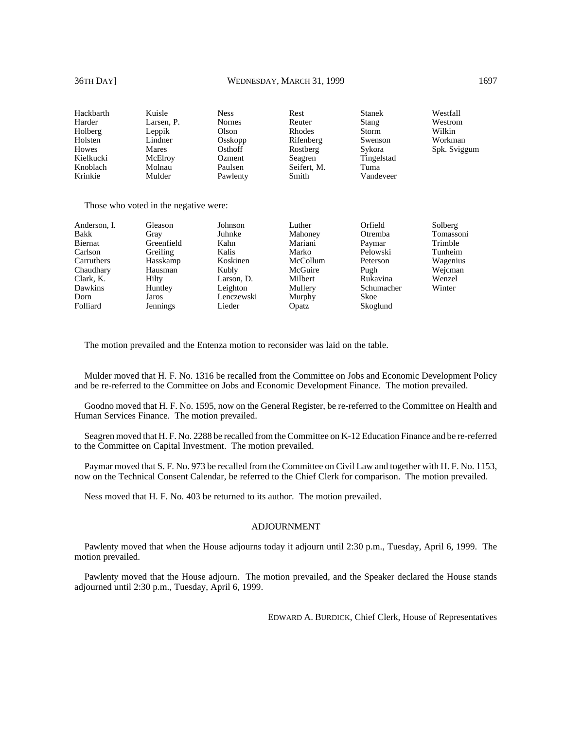| | | | | | |
|---|---|---|---|---|---|
| Hackbarth | Kuisle | Ness | Rest | Stanek | Westfall |
| Harder | Larsen, P. | Nornes | Reuter | Stang | Westrom |
| Holberg | Leppik | Olson | Rhodes | Storm | Wilkin |
| Holsten | Lindner | Osskopp | Rifenberg | Swenson | Workman |
| Howes | Mares | Osthoff | Rostberg | Sykora | Spk. Sviggum |
| Kielkucki | McElroy | Ozment | Seagren | Tingelstad | |
| Knoblach | Molnau | Paulsen | Seifert, M. | Tuma | |
| Krinkie | Mulder | Pawlenty | Smith | Vandeveer | |

Those who voted in the negative were:

| | | | | | |
|---|---|---|---|---|---|
| Anderson, I. | Gleason | Johnson | Luther | Orfield | Solberg |
| Bakk | Gray | Juhnke | Mahoney | Otremba | Tomassoni |
| Biernat | Greenfield | Kahn | Mariani | Paymar | Trimble |
| Carlson | Greiling | Kalis | Marko | Pelowski | Tunheim |
| Carruthers | Hasskamp | Koskinen | McCollum | Peterson | Wagenius |
| Chaudhary | Hausman | Kubly | McGuire | Pugh | Wejcman |
| Clark, K. | Hilty | Larson, D. | Milbert | Rukavina | Wenzel |
| Dawkins | Huntley | Leighton | Mullery | Schumacher | Winter |
| Dorn | Jaros | Lenczewski | Murphy | Skoe | |
| Folliard | Jennings | Lieder | Opatz | Skoglund | |

The motion prevailed and the Entenza motion to reconsider was laid on the table.

Mulder moved that H. F. No. 1316 be recalled from the Committee on Jobs and Economic Development Policy and be re-referred to the Committee on Jobs and Economic Development Finance. The motion prevailed.

Goodno moved that H. F. No. 1595, now on the General Register, be re-referred to the Committee on Health and Human Services Finance. The motion prevailed.

Seagren moved that H. F. No. 2288 be recalled from the Committee on K-12 Education Finance and be re-referred to the Committee on Capital Investment. The motion prevailed.

Paymar moved that S. F. No. 973 be recalled from the Committee on Civil Law and together with H. F. No. 1153, now on the Technical Consent Calendar, be referred to the Chief Clerk for comparison. The motion prevailed.

Ness moved that H. F. No. 403 be returned to its author. The motion prevailed.

## ADJOURNMENT

Pawlenty moved that when the House adjourns today it adjourn until 2:30 p.m., Tuesday, April 6, 1999. The motion prevailed.

Pawlenty moved that the House adjourn. The motion prevailed, and the Speaker declared the House stands adjourned until 2:30 p.m., Tuesday, April 6, 1999.

EDWARD A. BURDICK, Chief Clerk, House of Representatives